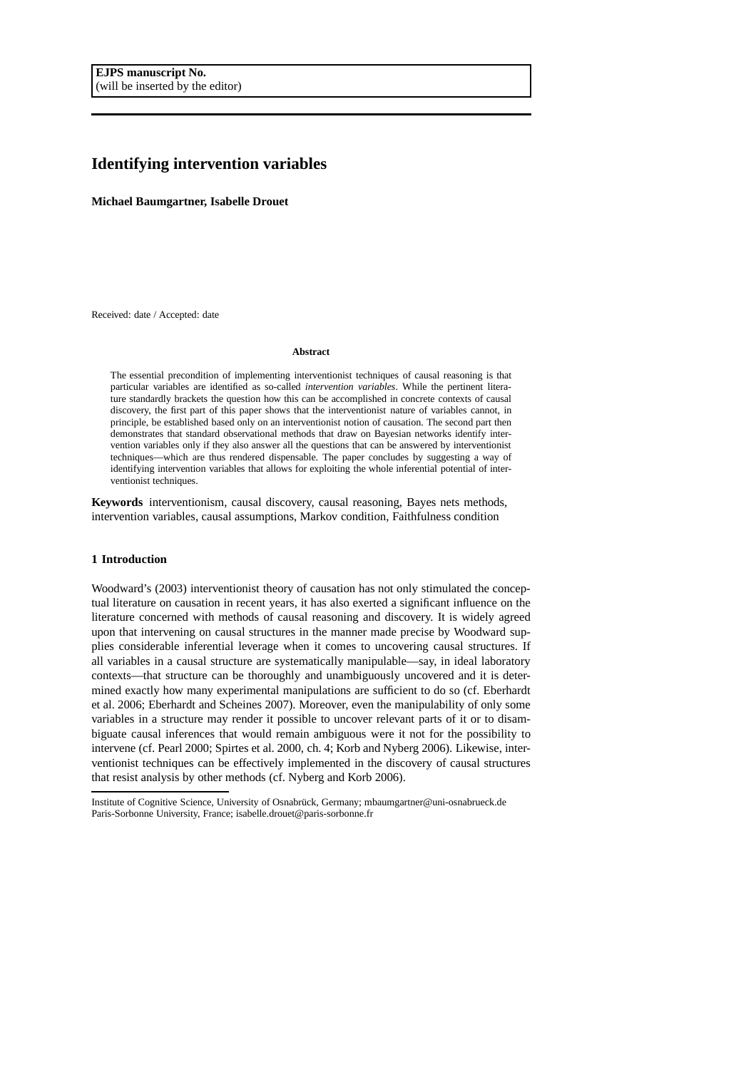EJPS manuscript No.
(will be inserted by the editor)

# Identifying intervention variables

**Michael Baumgartner, Isabelle Drouet**

Received: date / Accepted: date

**Abstract**

The essential precondition of implementing interventionist techniques of causal reasoning is that particular variables are identified as so-called *intervention variables*. While the pertinent literature standardly brackets the question how this can be accomplished in concrete contexts of causal discovery, the first part of this paper shows that the interventionist nature of variables cannot, in principle, be established based only on an interventionist notion of causation. The second part then demonstrates that standard observational methods that draw on Bayesian networks identify intervention variables only if they also answer all the questions that can be answered by interventionist techniques—which are thus rendered dispensable. The paper concludes by suggesting a way of identifying intervention variables that allows for exploiting the whole inferential potential of interventionist techniques.

**Keywords** interventionism, causal discovery, causal reasoning, Bayes nets methods, intervention variables, causal assumptions, Markov condition, Faithfulness condition

## 1 Introduction

Woodward's (2003) interventionist theory of causation has not only stimulated the conceptual literature on causation in recent years, it has also exerted a significant influence on the literature concerned with methods of causal reasoning and discovery. It is widely agreed upon that intervening on causal structures in the manner made precise by Woodward supplies considerable inferential leverage when it comes to uncovering causal structures. If all variables in a causal structure are systematically manipulable—say, in ideal laboratory contexts—that structure can be thoroughly and unambiguously uncovered and it is determined exactly how many experimental manipulations are sufficient to do so (cf. Eberhardt et al. 2006; Eberhardt and Scheines 2007). Moreover, even the manipulability of only some variables in a structure may render it possible to uncover relevant parts of it or to disambiguate causal inferences that would remain ambiguous were it not for the possibility to intervene (cf. Pearl 2000; Spirtes et al. 2000, ch. 4; Korb and Nyberg 2006). Likewise, interventionist techniques can be effectively implemented in the discovery of causal structures that resist analysis by other methods (cf. Nyberg and Korb 2006).

Institute of Cognitive Science, University of Osnabrück, Germany; mbaumgartner@uni-osnabrueck.de
Paris-Sorbonne University, France; isabelle.drouet@paris-sorbonne.fr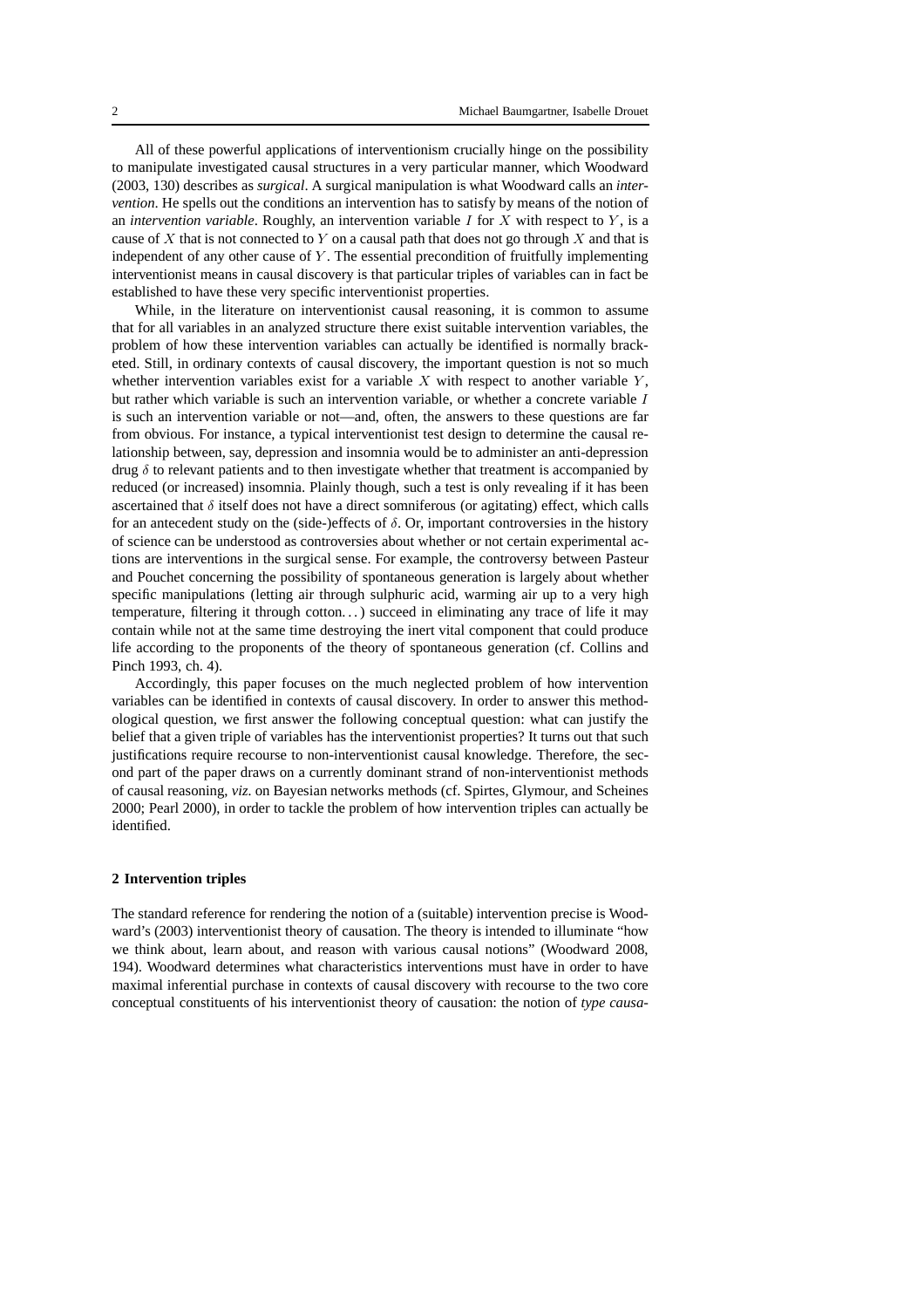All of these powerful applications of interventionism crucially hinge on the possibility to manipulate investigated causal structures in a very particular manner, which Woodward (2003, 130) describes as *surgical*. A surgical manipulation is what Woodward calls an *intervention*. He spells out the conditions an intervention has to satisfy by means of the notion of an *intervention variable*. Roughly, an intervention variable $I$ for $X$ with respect to $Y$, is a cause of $X$ that is not connected to $Y$ on a causal path that does not go through $X$ and that is independent of any other cause of $Y$. The essential precondition of fruitfully implementing interventionist means in causal discovery is that particular triples of variables can in fact be established to have these very specific interventionist properties.

While, in the literature on interventionist causal reasoning, it is common to assume that for all variables in an analyzed structure there exist suitable intervention variables, the problem of how these intervention variables can actually be identified is normally bracketed. Still, in ordinary contexts of causal discovery, the important question is not so much whether intervention variables exist for a variable $X$ with respect to another variable $Y$, but rather which variable is such an intervention variable, or whether a concrete variable $I$ is such an intervention variable or not—and, often, the answers to these questions are far from obvious. For instance, a typical interventionist test design to determine the causal relationship between, say, depression and insomnia would be to administer an anti-depression drug $\delta$ to relevant patients and to then investigate whether that treatment is accompanied by reduced (or increased) insomnia. Plainly though, such a test is only revealing if it has been ascertained that $\delta$ itself does not have a direct somniferous (or agitating) effect, which calls for an antecedent study on the (side-)effects of $\delta$. Or, important controversies in the history of science can be understood as controversies about whether or not certain experimental actions are interventions in the surgical sense. For example, the controversy between Pasteur and Pouchet concerning the possibility of spontaneous generation is largely about whether specific manipulations (letting air through sulphuric acid, warming air up to a very high temperature, filtering it through cotton. . . ) succeed in eliminating any trace of life it may contain while not at the same time destroying the inert vital component that could produce life according to the proponents of the theory of spontaneous generation (cf. Collins and Pinch 1993, ch. 4).

Accordingly, this paper focuses on the much neglected problem of how intervention variables can be identified in contexts of causal discovery. In order to answer this methodological question, we first answer the following conceptual question: what can justify the belief that a given triple of variables has the interventionist properties? It turns out that such justifications require recourse to non-interventionist causal knowledge. Therefore, the second part of the paper draws on a currently dominant strand of non-interventionist methods of causal reasoning, *viz.* on Bayesian networks methods (cf. Spirtes, Glymour, and Scheines 2000; Pearl 2000), in order to tackle the problem of how intervention triples can actually be identified.

## 2 Intervention triples

The standard reference for rendering the notion of a (suitable) intervention precise is Woodward's (2003) interventionist theory of causation. The theory is intended to illuminate "how we think about, learn about, and reason with various causal notions" (Woodward 2008, 194). Woodward determines what characteristics interventions must have in order to have maximal inferential purchase in contexts of causal discovery with recourse to the two core conceptual constituents of his interventionist theory of causation: the notion of *type causa-*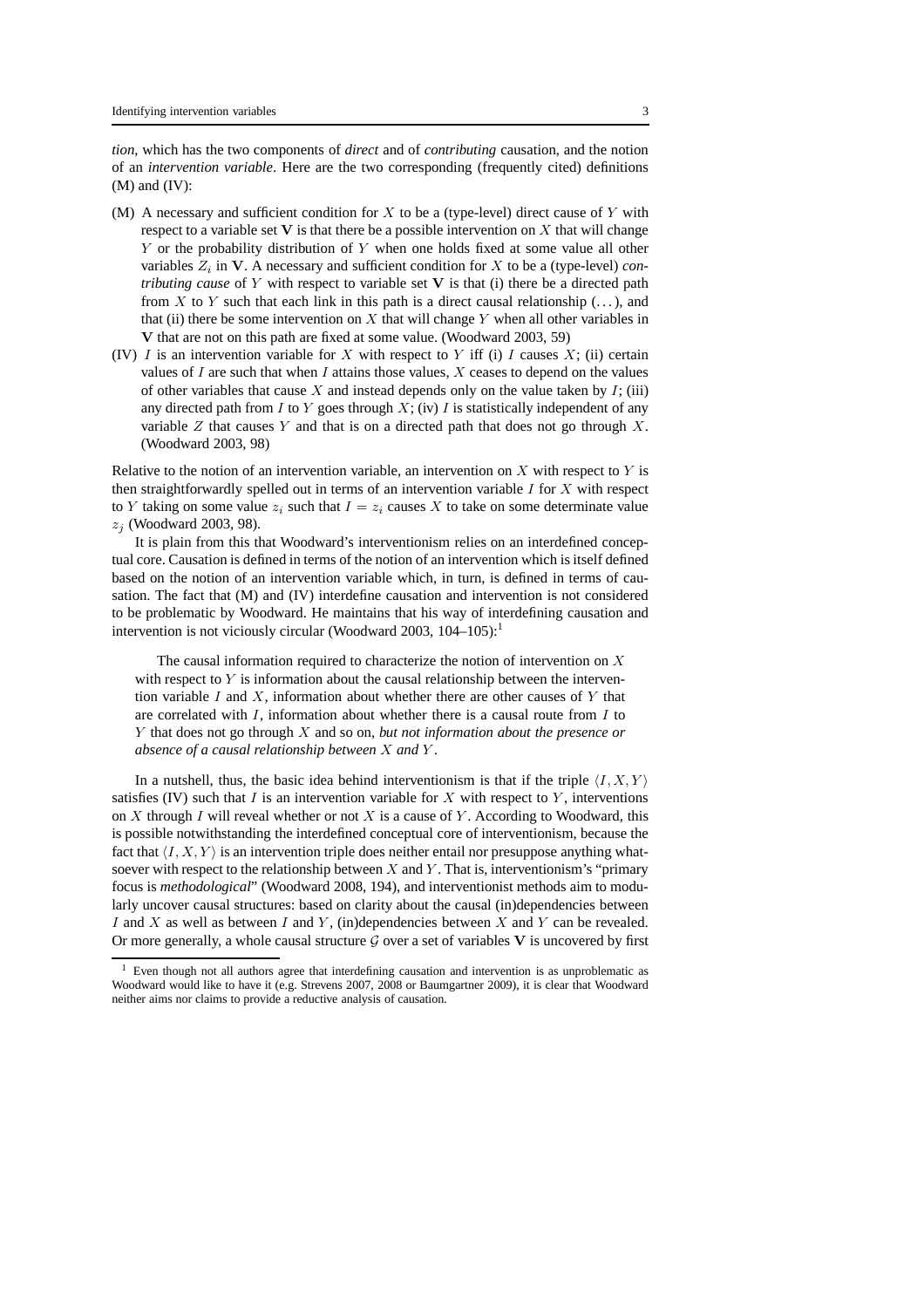*tion*, which has the two components of *direct* and of *contributing* causation, and the notion of an *intervention variable*. Here are the two corresponding (frequently cited) definitions (M) and (IV):

(M) A necessary and sufficient condition for $X$ to be a (type-level) direct cause of $Y$ with respect to a variable set $\mathbf{V}$ is that there be a possible intervention on $X$ that will change $Y$ or the probability distribution of $Y$ when one holds fixed at some value all other variables $Z_i$ in $\mathbf{V}$. A necessary and sufficient condition for $X$ to be a (type-level) *contributing cause* of $Y$ with respect to variable set $\mathbf{V}$ is that (i) there be a directed path from $X$ to $Y$ such that each link in this path is a direct causal relationship (...), and that (ii) there be some intervention on $X$ that will change $Y$ when all other variables in $\mathbf{V}$ that are not on this path are fixed at some value. (Woodward 2003, 59)

(IV) $I$ is an intervention variable for $X$ with respect to $Y$ iff (i) $I$ causes $X$; (ii) certain values of $I$ are such that when $I$ attains those values, $X$ ceases to depend on the values of other variables that cause $X$ and instead depends only on the value taken by $I$; (iii) any directed path from $I$ to $Y$ goes through $X$; (iv) $I$ is statistically independent of any variable $Z$ that causes $Y$ and that is on a directed path that does not go through $X$. (Woodward 2003, 98)

Relative to the notion of an intervention variable, an intervention on $X$ with respect to $Y$ is then straightforwardly spelled out in terms of an intervention variable $I$ for $X$ with respect to $Y$ taking on some value $z_i$ such that $I = z_i$ causes $X$ to take on some determinate value $z_j$ (Woodward 2003, 98).

It is plain from this that Woodward's interventionism relies on an interdefined conceptual core. Causation is defined in terms of the notion of an intervention which is itself defined based on the notion of an intervention variable which, in turn, is defined in terms of causation. The fact that (M) and (IV) interdefine causation and intervention is not considered to be problematic by Woodward. He maintains that his way of interdefining causation and intervention is not viciously circular (Woodward 2003, 104–105):[1]

> The causal information required to characterize the notion of intervention on $X$ with respect to $Y$ is information about the causal relationship between the intervention variable $I$ and $X$, information about whether there are other causes of $Y$ that are correlated with $I$, information about whether there is a causal route from $I$ to $Y$ that does not go through $X$ and so on, *but not information about the presence or absence of a causal relationship between $X$ and $Y$*.

In a nutshell, thus, the basic idea behind interventionism is that if the triple $\langle I, X, Y \rangle$ satisfies (IV) such that $I$ is an intervention variable for $X$ with respect to $Y$, interventions on $X$ through $I$ will reveal whether or not $X$ is a cause of $Y$. According to Woodward, this is possible notwithstanding the interdefined conceptual core of interventionism, because the fact that $\langle I, X, Y \rangle$ is an intervention triple does neither entail nor presuppose anything whatsoever with respect to the relationship between $X$ and $Y$. That is, interventionism's "primary focus is *methodological*" (Woodward 2008, 194), and interventionist methods aim to modularly uncover causal structures: based on clarity about the causal (in)dependencies between $I$ and $X$ as well as between $I$ and $Y$, (in)dependencies between $X$ and $Y$ can be revealed. Or more generally, a whole causal structure $\mathcal{G}$ over a set of variables $\mathbf{V}$ is uncovered by first

[1] Even though not all authors agree that interdefining causation and intervention is as unproblematic as Woodward would like to have it (e.g. Strevens 2007, 2008 or Baumgartner 2009), it is clear that Woodward neither aims nor claims to provide a reductive analysis of causation.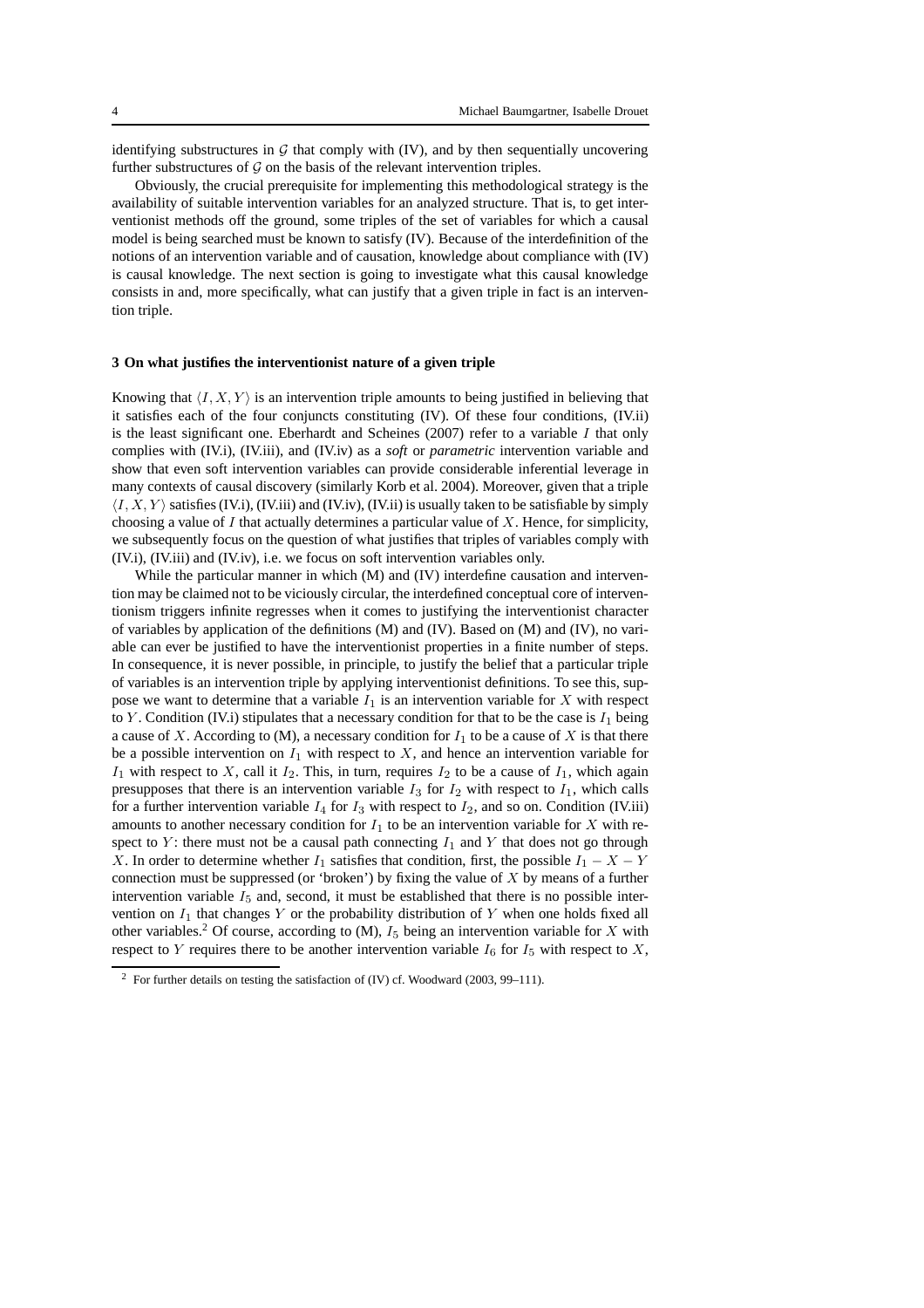identifying substructures in $\mathcal{G}$ that comply with (IV), and by then sequentially uncovering further substructures of $\mathcal{G}$ on the basis of the relevant intervention triples.

Obviously, the crucial prerequisite for implementing this methodological strategy is the availability of suitable intervention variables for an analyzed structure. That is, to get interventionist methods off the ground, some triples of the set of variables for which a causal model is being searched must be known to satisfy (IV). Because of the interdefinition of the notions of an intervention variable and of causation, knowledge about compliance with (IV) is causal knowledge. The next section is going to investigate what this causal knowledge consists in and, more specifically, what can justify that a given triple in fact is an intervention triple.

## 3 On what justifies the interventionist nature of a given triple

Knowing that $\langle I, X, Y\rangle$ is an intervention triple amounts to being justified in believing that it satisfies each of the four conjuncts constituting (IV). Of these four conditions, (IV.ii) is the least significant one. Eberhardt and Scheines (2007) refer to a variable $I$ that only complies with (IV.i), (IV.iii), and (IV.iv) as a *soft* or *parametric* intervention variable and show that even soft intervention variables can provide considerable inferential leverage in many contexts of causal discovery (similarly Korb et al. 2004). Moreover, given that a triple $\langle I, X, Y\rangle$ satisfies (IV.i), (IV.iii) and (IV.iv), (IV.ii) is usually taken to be satisfiable by simply choosing a value of $I$ that actually determines a particular value of $X$. Hence, for simplicity, we subsequently focus on the question of what justifies that triples of variables comply with (IV.i), (IV.iii) and (IV.iv), i.e. we focus on soft intervention variables only.

While the particular manner in which (M) and (IV) interdefine causation and intervention may be claimed not to be viciously circular, the interdefined conceptual core of interventionism triggers infinite regresses when it comes to justifying the interventionist character of variables by application of the definitions (M) and (IV). Based on (M) and (IV), no variable can ever be justified to have the interventionist properties in a finite number of steps. In consequence, it is never possible, in principle, to justify the belief that a particular triple of variables is an intervention triple by applying interventionist definitions. To see this, suppose we want to determine that a variable $I_1$ is an intervention variable for $X$ with respect to $Y$. Condition (IV.i) stipulates that a necessary condition for that to be the case is $I_1$ being a cause of $X$. According to (M), a necessary condition for $I_1$ to be a cause of $X$ is that there be a possible intervention on $I_1$ with respect to $X$, and hence an intervention variable for $I_1$ with respect to $X$, call it $I_2$. This, in turn, requires $I_2$ to be a cause of $I_1$, which again presupposes that there is an intervention variable $I_3$ for $I_2$ with respect to $I_1$, which calls for a further intervention variable $I_4$ for $I_3$ with respect to $I_2$, and so on. Condition (IV.iii) amounts to another necessary condition for $I_1$ to be an intervention variable for $X$ with respect to $Y$: there must not be a causal path connecting $I_1$ and $Y$ that does not go through $X$. In order to determine whether $I_1$ satisfies that condition, first, the possible $I_1 - X - Y$ connection must be suppressed (or 'broken') by fixing the value of $X$ by means of a further intervention variable $I_5$ and, second, it must be established that there is no possible intervention on $I_1$ that changes $Y$ or the probability distribution of $Y$ when one holds fixed all other variables.[2] Of course, according to (M), $I_5$ being an intervention variable for $X$ with respect to $Y$ requires there to be another intervention variable $I_6$ for $I_5$ with respect to $X$,

[2] For further details on testing the satisfaction of (IV) cf. Woodward (2003, 99–111).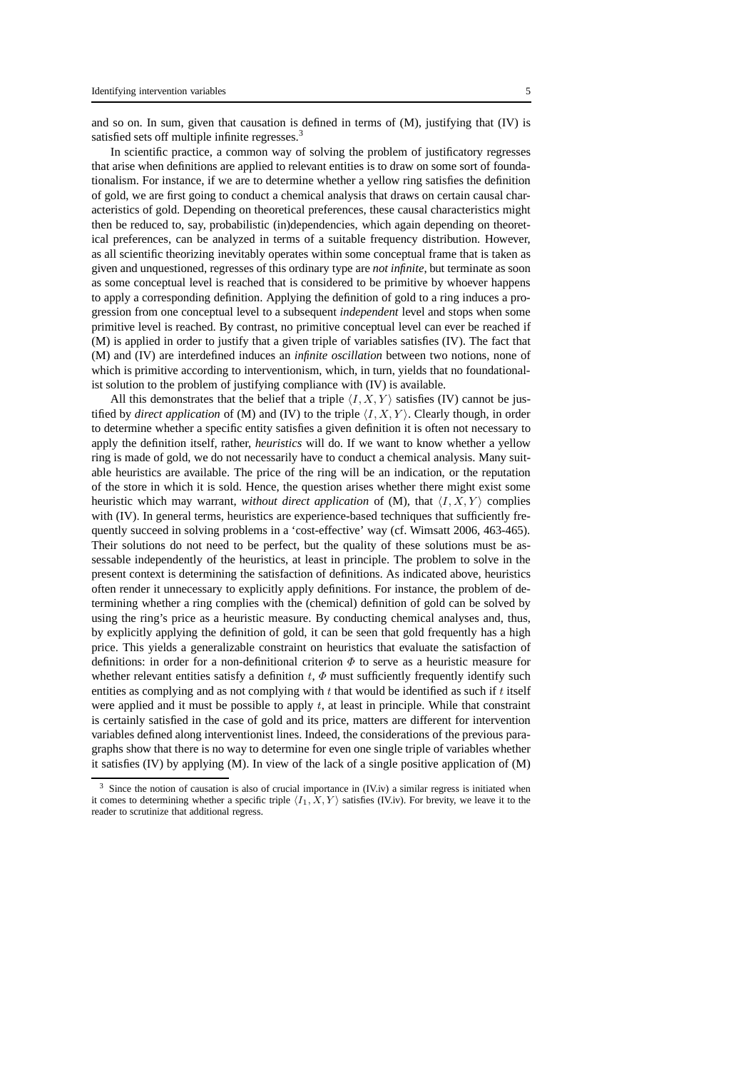and so on. In sum, given that causation is defined in terms of (M), justifying that (IV) is satisfied sets off multiple infinite regresses.[3]

In scientific practice, a common way of solving the problem of justificatory regresses that arise when definitions are applied to relevant entities is to draw on some sort of foundationalism. For instance, if we are to determine whether a yellow ring satisfies the definition of gold, we are first going to conduct a chemical analysis that draws on certain causal characteristics of gold. Depending on theoretical preferences, these causal characteristics might then be reduced to, say, probabilistic (in)dependencies, which again depending on theoretical preferences, can be analyzed in terms of a suitable frequency distribution. However, as all scientific theorizing inevitably operates within some conceptual frame that is taken as given and unquestioned, regresses of this ordinary type are *not infinite*, but terminate as soon as some conceptual level is reached that is considered to be primitive by whoever happens to apply a corresponding definition. Applying the definition of gold to a ring induces a progression from one conceptual level to a subsequent *independent* level and stops when some primitive level is reached. By contrast, no primitive conceptual level can ever be reached if (M) is applied in order to justify that a given triple of variables satisfies (IV). The fact that (M) and (IV) are interdefined induces an *infinite oscillation* between two notions, none of which is primitive according to interventionism, which, in turn, yields that no foundationalist solution to the problem of justifying compliance with (IV) is available.

All this demonstrates that the belief that a triple $\langle I, X, Y \rangle$ satisfies (IV) cannot be justified by *direct application* of (M) and (IV) to the triple $\langle I, X, Y \rangle$. Clearly though, in order to determine whether a specific entity satisfies a given definition it is often not necessary to apply the definition itself, rather, *heuristics* will do. If we want to know whether a yellow ring is made of gold, we do not necessarily have to conduct a chemical analysis. Many suitable heuristics are available. The price of the ring will be an indication, or the reputation of the store in which it is sold. Hence, the question arises whether there might exist some heuristic which may warrant, *without direct application* of (M), that $\langle I, X, Y \rangle$ complies with (IV). In general terms, heuristics are experience-based techniques that sufficiently frequently succeed in solving problems in a 'cost-effective' way (cf. Wimsatt 2006, 463-465). Their solutions do not need to be perfect, but the quality of these solutions must be assessable independently of the heuristics, at least in principle. The problem to solve in the present context is determining the satisfaction of definitions. As indicated above, heuristics often render it unnecessary to explicitly apply definitions. For instance, the problem of determining whether a ring complies with the (chemical) definition of gold can be solved by using the ring's price as a heuristic measure. By conducting chemical analyses and, thus, by explicitly applying the definition of gold, it can be seen that gold frequently has a high price. This yields a generalizable constraint on heuristics that evaluate the satisfaction of definitions: in order for a non-definitional criterion $\Phi$ to serve as a heuristic measure for whether relevant entities satisfy a definition $t$, $\Phi$ must sufficiently frequently identify such entities as complying and as not complying with $t$ that would be identified as such if $t$ itself were applied and it must be possible to apply $t$, at least in principle. While that constraint is certainly satisfied in the case of gold and its price, matters are different for intervention variables defined along interventionist lines. Indeed, the considerations of the previous paragraphs show that there is no way to determine for even one single triple of variables whether it satisfies (IV) by applying (M). In view of the lack of a single positive application of (M)

[3] Since the notion of causation is also of crucial importance in (IV.iv) a similar regress is initiated when it comes to determining whether a specific triple $\langle I_1, X, Y \rangle$ satisfies (IV.iv). For brevity, we leave it to the reader to scrutinize that additional regress.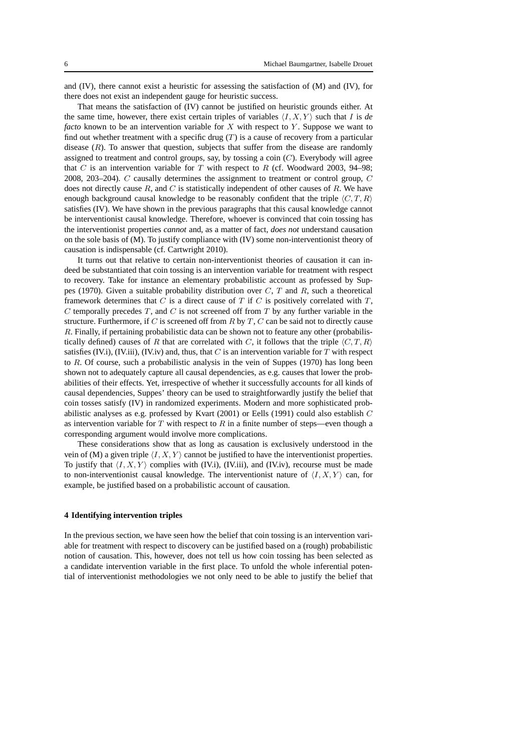and (IV), there cannot exist a heuristic for assessing the satisfaction of (M) and (IV), for there does not exist an independent gauge for heuristic success.

That means the satisfaction of (IV) cannot be justified on heuristic grounds either. At the same time, however, there exist certain triples of variables $\langle I, X, Y \rangle$ such that $I$ is *de facto* known to be an intervention variable for $X$ with respect to $Y$. Suppose we want to find out whether treatment with a specific drug ($T$) is a cause of recovery from a particular disease ($R$). To answer that question, subjects that suffer from the disease are randomly assigned to treatment and control groups, say, by tossing a coin ($C$). Everybody will agree that $C$ is an intervention variable for $T$ with respect to $R$ (cf. Woodward 2003, 94–98; 2008, 203–204). $C$ causally determines the assignment to treatment or control group, $C$ does not directly cause $R$, and $C$ is statistically independent of other causes of $R$. We have enough background causal knowledge to be reasonably confident that the triple $\langle C, T, R \rangle$ satisfies (IV). We have shown in the previous paragraphs that this causal knowledge cannot be interventionist causal knowledge. Therefore, whoever is convinced that coin tossing has the interventionist properties *cannot* and, as a matter of fact, *does not* understand causation on the sole basis of (M). To justify compliance with (IV) some non-interventionist theory of causation is indispensable (cf. Cartwright 2010).

It turns out that relative to certain non-interventionist theories of causation it can indeed be substantiated that coin tossing is an intervention variable for treatment with respect to recovery. Take for instance an elementary probabilistic account as professed by Suppes (1970). Given a suitable probability distribution over $C$, $T$ and $R$, such a theoretical framework determines that $C$ is a direct cause of $T$ if $C$ is positively correlated with $T$, $C$ temporally precedes $T$, and $C$ is not screened off from $T$ by any further variable in the structure. Furthermore, if $C$ is screened off from $R$ by $T$, $C$ can be said not to directly cause $R$. Finally, if pertaining probabilistic data can be shown not to feature any other (probabilistically defined) causes of $R$ that are correlated with $C$, it follows that the triple $\langle C, T, R \rangle$ satisfies (IV.i), (IV.iii), (IV.iv) and, thus, that $C$ is an intervention variable for $T$ with respect to $R$. Of course, such a probabilistic analysis in the vein of Suppes (1970) has long been shown not to adequately capture all causal dependencies, as e.g. causes that lower the probabilities of their effects. Yet, irrespective of whether it successfully accounts for all kinds of causal dependencies, Suppes' theory can be used to straightforwardly justify the belief that coin tosses satisfy (IV) in randomized experiments. Modern and more sophisticated probabilistic analyses as e.g. professed by Kvart (2001) or Eells (1991) could also establish $C$ as intervention variable for $T$ with respect to $R$ in a finite number of steps—even though a corresponding argument would involve more complications.

These considerations show that as long as causation is exclusively understood in the vein of (M) a given triple $\langle I, X, Y \rangle$ cannot be justified to have the interventionist properties. To justify that $\langle I, X, Y \rangle$ complies with (IV.i), (IV.iii), and (IV.iv), recourse must be made to non-interventionist causal knowledge. The interventionist nature of $\langle I, X, Y \rangle$ can, for example, be justified based on a probabilistic account of causation.

## 4 Identifying intervention triples

In the previous section, we have seen how the belief that coin tossing is an intervention variable for treatment with respect to discovery can be justified based on a (rough) probabilistic notion of causation. This, however, does not tell us how coin tossing has been selected as a candidate intervention variable in the first place. To unfold the whole inferential potential of interventionist methodologies we not only need to be able to justify the belief that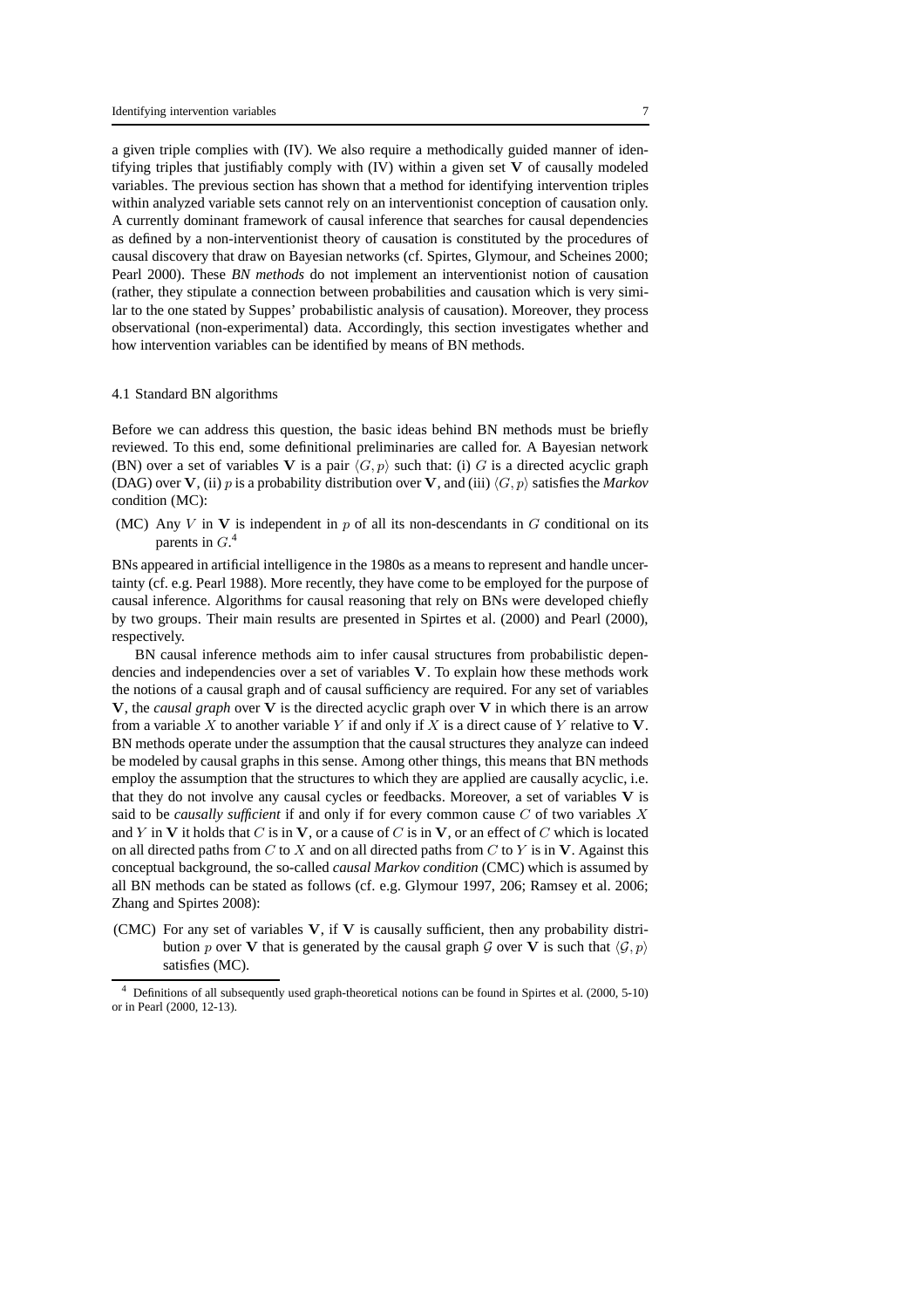a given triple complies with (IV). We also require a methodically guided manner of identifying triples that justifiably comply with (IV) within a given set $\mathbf{V}$ of causally modeled variables. The previous section has shown that a method for identifying intervention triples within analyzed variable sets cannot rely on an interventionist conception of causation only. A currently dominant framework of causal inference that searches for causal dependencies as defined by a non-interventionist theory of causation is constituted by the procedures of causal discovery that draw on Bayesian networks (cf. Spirtes, Glymour, and Scheines 2000; Pearl 2000). These *BN methods* do not implement an interventionist notion of causation (rather, they stipulate a connection between probabilities and causation which is very similar to the one stated by Suppes' probabilistic analysis of causation). Moreover, they process observational (non-experimental) data. Accordingly, this section investigates whether and how intervention variables can be identified by means of BN methods.

### 4.1 Standard BN algorithms

Before we can address this question, the basic ideas behind BN methods must be briefly reviewed. To this end, some definitional preliminaries are called for. A Bayesian network (BN) over a set of variables $\mathbf{V}$ is a pair $\langle G, p \rangle$ such that: (i) $G$ is a directed acyclic graph (DAG) over $\mathbf{V}$, (ii) $p$ is a probability distribution over $\mathbf{V}$, and (iii) $\langle G, p \rangle$ satisfies the *Markov* condition (MC):

(MC) Any $V$ in $\mathbf{V}$ is independent in $p$ of all its non-descendants in $G$ conditional on its parents in $G$.[4]

BNs appeared in artificial intelligence in the 1980s as a means to represent and handle uncertainty (cf. e.g. Pearl 1988). More recently, they have come to be employed for the purpose of causal inference. Algorithms for causal reasoning that rely on BNs were developed chiefly by two groups. Their main results are presented in Spirtes et al. (2000) and Pearl (2000), respectively.

BN causal inference methods aim to infer causal structures from probabilistic dependencies and independencies over a set of variables $\mathbf{V}$. To explain how these methods work the notions of a causal graph and of causal sufficiency are required. For any set of variables $\mathbf{V}$, the *causal graph* over $\mathbf{V}$ is the directed acyclic graph over $\mathbf{V}$ in which there is an arrow from a variable $X$ to another variable $Y$ if and only if $X$ is a direct cause of $Y$ relative to $\mathbf{V}$. BN methods operate under the assumption that the causal structures they analyze can indeed be modeled by causal graphs in this sense. Among other things, this means that BN methods employ the assumption that the structures to which they are applied are causally acyclic, i.e. that they do not involve any causal cycles or feedbacks. Moreover, a set of variables $\mathbf{V}$ is said to be *causally sufficient* if and only if for every common cause $C$ of two variables $X$ and $Y$ in $\mathbf{V}$ it holds that $C$ is in $\mathbf{V}$, or a cause of $C$ is in $\mathbf{V}$, or an effect of $C$ which is located on all directed paths from $C$ to $X$ and on all directed paths from $C$ to $Y$ is in $\mathbf{V}$. Against this conceptual background, the so-called *causal Markov condition* (CMC) which is assumed by all BN methods can be stated as follows (cf. e.g. Glymour 1997, 206; Ramsey et al. 2006; Zhang and Spirtes 2008):

(CMC) For any set of variables $\mathbf{V}$, if $\mathbf{V}$ is causally sufficient, then any probability distribution $p$ over $\mathbf{V}$ that is generated by the causal graph $\mathcal{G}$ over $\mathbf{V}$ is such that $\langle \mathcal{G}, p \rangle$ satisfies (MC).

[4] Definitions of all subsequently used graph-theoretical notions can be found in Spirtes et al. (2000, 5-10) or in Pearl (2000, 12-13).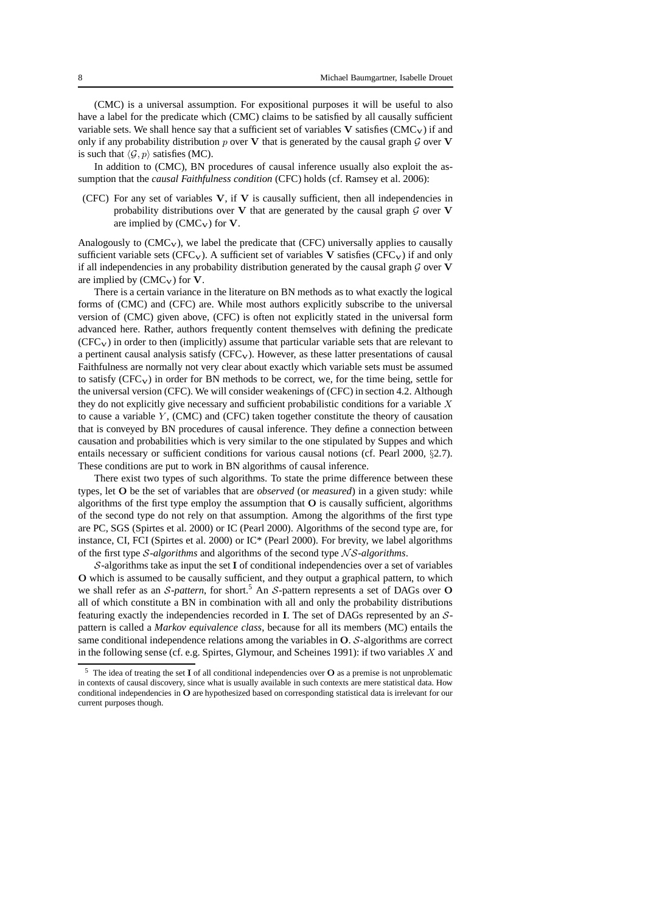(CMC) is a universal assumption. For expositional purposes it will be useful to also have a label for the predicate which (CMC) claims to be satisfied by all causally sufficient variable sets. We shall hence say that a sufficient set of variables $\mathbf{V}$ satisfies (CMC$_\mathbf{V}$) if and only if any probability distribution $p$ over $\mathbf{V}$ that is generated by the causal graph $\mathcal{G}$ over $\mathbf{V}$ is such that $\langle \mathcal{G}, p\rangle$ satisfies (MC).

In addition to (CMC), BN procedures of causal inference usually also exploit the assumption that the *causal Faithfulness condition* (CFC) holds (cf. Ramsey et al. 2006):

(CFC) For any set of variables $\mathbf{V}$, if $\mathbf{V}$ is causally sufficient, then all independencies in probability distributions over $\mathbf{V}$ that are generated by the causal graph $\mathcal{G}$ over $\mathbf{V}$ are implied by (CMC$_\mathbf{V}$) for $\mathbf{V}$.

Analogously to (CMC$_\mathbf{V}$), we label the predicate that (CFC) universally applies to causally sufficient variable sets (CFC$_\mathbf{V}$). A sufficient set of variables $\mathbf{V}$ satisfies (CFC$_\mathbf{V}$) if and only if all independencies in any probability distribution generated by the causal graph $\mathcal{G}$ over $\mathbf{V}$ are implied by (CMC$_\mathbf{V}$) for $\mathbf{V}$.

There is a certain variance in the literature on BN methods as to what exactly the logical forms of (CMC) and (CFC) are. While most authors explicitly subscribe to the universal version of (CMC) given above, (CFC) is often not explicitly stated in the universal form advanced here. Rather, authors frequently content themselves with defining the predicate (CFC$_\mathbf{V}$) in order to then (implicitly) assume that particular variable sets that are relevant to a pertinent causal analysis satisfy (CFC$_\mathbf{V}$). However, as these latter presentations of causal Faithfulness are normally not very clear about exactly which variable sets must be assumed to satisfy (CFC$_\mathbf{V}$) in order for BN methods to be correct, we, for the time being, settle for the universal version (CFC). We will consider weakenings of (CFC) in section 4.2. Although they do not explicitly give necessary and sufficient probabilistic conditions for a variable $X$ to cause a variable $Y$, (CMC) and (CFC) taken together constitute the theory of causation that is conveyed by BN procedures of causal inference. They define a connection between causation and probabilities which is very similar to the one stipulated by Suppes and which entails necessary or sufficient conditions for various causal notions (cf. Pearl 2000, §2.7). These conditions are put to work in BN algorithms of causal inference.

There exist two types of such algorithms. To state the prime difference between these types, let $\mathbf{O}$ be the set of variables that are *observed* (or *measured*) in a given study: while algorithms of the first type employ the assumption that $\mathbf{O}$ is causally sufficient, algorithms of the second type do not rely on that assumption. Among the algorithms of the first type are PC, SGS (Spirtes et al. 2000) or IC (Pearl 2000). Algorithms of the second type are, for instance, CI, FCI (Spirtes et al. 2000) or IC* (Pearl 2000). For brevity, we label algorithms of the first type $\mathcal{S}$*-algorithms* and algorithms of the second type $\mathcal{NS}$*-algorithms*.

$\mathcal{S}$-algorithms take as input the set $\mathbf{I}$ of conditional independencies over a set of variables $\mathbf{O}$ which is assumed to be causally sufficient, and they output a graphical pattern, to which we shall refer as an $\mathcal{S}$*-pattern*, for short.[5] An $\mathcal{S}$-pattern represents a set of DAGs over $\mathbf{O}$ all of which constitute a BN in combination with all and only the probability distributions featuring exactly the independencies recorded in $\mathbf{I}$. The set of DAGs represented by an $\mathcal{S}$-pattern is called a *Markov equivalence class*, because for all its members (MC) entails the same conditional independence relations among the variables in $\mathbf{O}$. $\mathcal{S}$-algorithms are correct in the following sense (cf. e.g. Spirtes, Glymour, and Scheines 1991): if two variables $X$ and

[5] The idea of treating the set $\mathbf{I}$ of all conditional independencies over $\mathbf{O}$ as a premise is not unproblematic in contexts of causal discovery, since what is usually available in such contexts are mere statistical data. How conditional independencies in $\mathbf{O}$ are hypothesized based on corresponding statistical data is irrelevant for our current purposes though.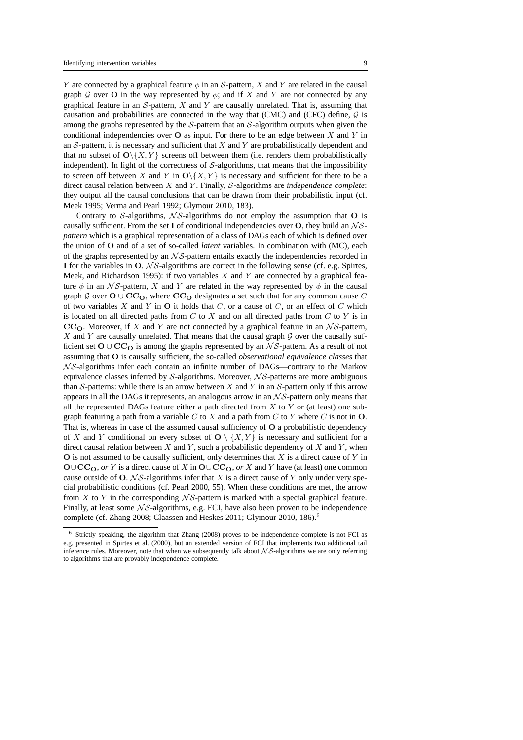$Y$ are connected by a graphical feature $\phi$ in an $\mathcal{S}$-pattern, $X$ and $Y$ are related in the causal graph $\mathcal{G}$ over $\mathbf{O}$ in the way represented by $\phi$; and if $X$ and $Y$ are not connected by any graphical feature in an $\mathcal{S}$-pattern, $X$ and $Y$ are causally unrelated. That is, assuming that causation and probabilities are connected in the way that (CMC) and (CFC) define, $\mathcal{G}$ is among the graphs represented by the $\mathcal{S}$-pattern that an $\mathcal{S}$-algorithm outputs when given the conditional independencies over $\mathbf{O}$ as input. For there to be an edge between $X$ and $Y$ in an $\mathcal{S}$-pattern, it is necessary and sufficient that $X$ and $Y$ are probabilistically dependent and that no subset of $\mathbf{O}\backslash\{X,Y\}$ screens off between them (i.e. renders them probabilistically independent). In light of the correctness of $\mathcal{S}$-algorithms, that means that the impossibility to screen off between $X$ and $Y$ in $\mathbf{O}\backslash\{X,Y\}$ is necessary and sufficient for there to be a direct causal relation between $X$ and $Y$. Finally, $\mathcal{S}$-algorithms are *independence complete*: they output all the causal conclusions that can be drawn from their probabilistic input (cf. Meek 1995; Verma and Pearl 1992; Glymour 2010, 183).

Contrary to $\mathcal{S}$-algorithms, $\mathcal{NS}$-algorithms do not employ the assumption that $\mathbf{O}$ is causally sufficient. From the set $\mathbf{I}$ of conditional independencies over $\mathbf{O}$, they build an $\mathcal{NS}$-*pattern* which is a graphical representation of a class of DAGs each of which is defined over the union of $\mathbf{O}$ and of a set of so-called *latent* variables. In combination with (MC), each of the graphs represented by an $\mathcal{NS}$-pattern entails exactly the independencies recorded in $\mathbf{I}$ for the variables in $\mathbf{O}$. $\mathcal{NS}$-algorithms are correct in the following sense (cf. e.g. Spirtes, Meek, and Richardson 1995): if two variables $X$ and $Y$ are connected by a graphical feature $\phi$ in an $\mathcal{NS}$-pattern, $X$ and $Y$ are related in the way represented by $\phi$ in the causal graph $\mathcal{G}$ over $\mathbf{O}\cup\mathbf{CC_O}$, where $\mathbf{CC_O}$ designates a set such that for any common cause $C$ of two variables $X$ and $Y$ in $\mathbf{O}$ it holds that $C$, or a cause of $C$, or an effect of $C$ which is located on all directed paths from $C$ to $X$ and on all directed paths from $C$ to $Y$ is in $\mathbf{CC_O}$. Moreover, if $X$ and $Y$ are not connected by a graphical feature in an $\mathcal{NS}$-pattern, $X$ and $Y$ are causally unrelated. That means that the causal graph $\mathcal{G}$ over the causally sufficient set $\mathbf{O}\cup\mathbf{CC_O}$ is among the graphs represented by an $\mathcal{NS}$-pattern. As a result of not assuming that $\mathbf{O}$ is causally sufficient, the so-called *observational equivalence classes* that $\mathcal{NS}$-algorithms infer each contain an infinite number of DAGs—contrary to the Markov equivalence classes inferred by $\mathcal{S}$-algorithms. Moreover, $\mathcal{NS}$-patterns are more ambiguous than $\mathcal{S}$-patterns: while there is an arrow between $X$ and $Y$ in an $\mathcal{S}$-pattern only if this arrow appears in all the DAGs it represents, an analogous arrow in an $\mathcal{NS}$-pattern only means that all the represented DAGs feature either a path directed from $X$ to $Y$ or (at least) one subgraph featuring a path from a variable $C$ to $X$ and a path from $C$ to $Y$ where $C$ is not in $\mathbf{O}$. That is, whereas in case of the assumed causal sufficiency of $\mathbf{O}$ a probabilistic dependency of $X$ and $Y$ conditional on every subset of $\mathbf{O}\setminus\{X,Y\}$ is necessary and sufficient for a direct causal relation between $X$ and $Y$, such a probabilistic dependency of $X$ and $Y$, when $\mathbf{O}$ is not assumed to be causally sufficient, only determines that $X$ is a direct cause of $Y$ in $\mathbf{O}\cup\mathbf{CC_O}$, *or* $Y$ is a direct cause of $X$ in $\mathbf{O}\cup\mathbf{CC_O}$, *or* $X$ and $Y$ have (at least) one common cause outside of $\mathbf{O}$. $\mathcal{NS}$-algorithms infer that $X$ is a direct cause of $Y$ only under very special probabilistic conditions (cf. Pearl 2000, 55). When these conditions are met, the arrow from $X$ to $Y$ in the corresponding $\mathcal{NS}$-pattern is marked with a special graphical feature. Finally, at least some $\mathcal{NS}$-algorithms, e.g. FCI, have also been proven to be independence complete (cf. Zhang 2008; Claassen and Heskes 2011; Glymour 2010, 186).[6]

[6] Strictly speaking, the algorithm that Zhang (2008) proves to be independence complete is not FCI as e.g. presented in Spirtes et al. (2000), but an extended version of FCI that implements two additional tail inference rules. Moreover, note that when we subsequently talk about $\mathcal{NS}$-algorithms we are only referring to algorithms that are provably independence complete.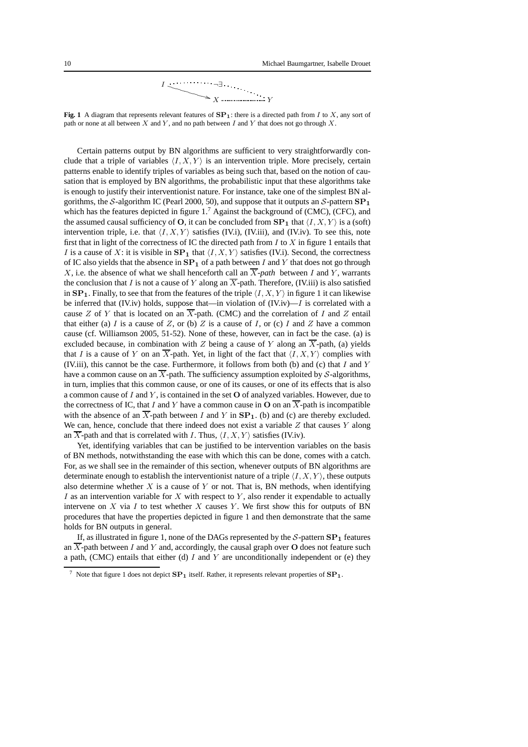**Fig. 1** A diagram that represents relevant features of $\mathbf{SP_1}$: there is a directed path from $I$ to $X$, any sort of path or none at all between $X$ and $Y$, and no path between $I$ and $Y$ that does not go through $X$.

Certain patterns output by BN algorithms are sufficient to very straightforwardly conclude that a triple of variables $\langle I, X, Y \rangle$ is an intervention triple. More precisely, certain patterns enable to identify triples of variables as being such that, based on the notion of causation that is employed by BN algorithms, the probabilistic input that these algorithms take is enough to justify their interventionist nature. For instance, take one of the simplest BN algorithms, the $\mathcal{S}$-algorithm IC (Pearl 2000, 50), and suppose that it outputs an $\mathcal{S}$-pattern $\mathbf{SP_1}$ which has the features depicted in figure 1.[7] Against the background of (CMC), (CFC), and the assumed causal sufficiency of $\mathbf{O}$, it can be concluded from $\mathbf{SP_1}$ that $\langle I, X, Y \rangle$ is a (soft) intervention triple, i.e. that $\langle I, X, Y \rangle$ satisfies (IV.i), (IV.iii), and (IV.iv). To see this, note first that in light of the correctness of IC the directed path from $I$ to $X$ in figure 1 entails that $I$ is a cause of $X$: it is visible in $\mathbf{SP_1}$ that $\langle I, X, Y \rangle$ satisfies (IV.i). Second, the correctness of IC also yields that the absence in $\mathbf{SP_1}$ of a path between $I$ and $Y$ that does not go through $X$, i.e. the absence of what we shall henceforth call an *$\overline{X}$-path* between $I$ and $Y$, warrants the conclusion that $I$ is not a cause of $Y$ along an $\overline{X}$-path. Therefore, (IV.iii) is also satisfied in $\mathbf{SP_1}$. Finally, to see that from the features of the triple $\langle I, X, Y \rangle$ in figure 1 it can likewise be inferred that (IV.iv) holds, suppose that—in violation of (IV.iv)—$I$ is correlated with a cause $Z$ of $Y$ that is located on an $\overline{X}$-path. (CMC) and the correlation of $I$ and $Z$ entail that either (a) $I$ is a cause of $Z$, or (b) $Z$ is a cause of $I$, or (c) $I$ and $Z$ have a common cause (cf. Williamson 2005, 51-52). None of these, however, can in fact be the case. (a) is excluded because, in combination with $Z$ being a cause of $Y$ along an $\overline{X}$-path, (a) yields that $I$ is a cause of $Y$ on an $\overline{X}$-path. Yet, in light of the fact that $\langle I, X, Y \rangle$ complies with (IV.iii), this cannot be the case. Furthermore, it follows from both (b) and (c) that $I$ and $Y$ have a common cause on an $\overline{X}$-path. The sufficiency assumption exploited by $\mathcal{S}$-algorithms, in turn, implies that this common cause, or one of its causes, or one of its effects that is also a common cause of $I$ and $Y$, is contained in the set $\mathbf{O}$ of analyzed variables. However, due to the correctness of IC, that $I$ and $Y$ have a common cause in $\mathbf{O}$ on an $\overline{X}$-path is incompatible with the absence of an $\overline{X}$-path between $I$ and $Y$ in $\mathbf{SP_1}$. (b) and (c) are thereby excluded. We can, hence, conclude that there indeed does not exist a variable $Z$ that causes $Y$ along an $\overline{X}$-path and that is correlated with $I$. Thus, $\langle I, X, Y \rangle$ satisfies (IV.iv).

Yet, identifying variables that can be justified to be intervention variables on the basis of BN methods, notwithstanding the ease with which this can be done, comes with a catch. For, as we shall see in the remainder of this section, whenever outputs of BN algorithms are determinate enough to establish the interventionist nature of a triple $\langle I, X, Y \rangle$, these outputs also determine whether $X$ is a cause of $Y$ or not. That is, BN methods, when identifying $I$ as an intervention variable for $X$ with respect to $Y$, also render it expendable to actually intervene on $X$ via $I$ to test whether $X$ causes $Y$. We first show this for outputs of BN procedures that have the properties depicted in figure 1 and then demonstrate that the same holds for BN outputs in general.

If, as illustrated in figure 1, none of the DAGs represented by the $\mathcal{S}$-pattern $\mathbf{SP_1}$ features an $\overline{X}$-path between $I$ and $Y$ and, accordingly, the causal graph over $\mathbf{O}$ does not feature such a path, (CMC) entails that either (d) $I$ and $Y$ are unconditionally independent or (e) they

[7] Note that figure 1 does not depict $\mathbf{SP_1}$ itself. Rather, it represents relevant properties of $\mathbf{SP_1}$.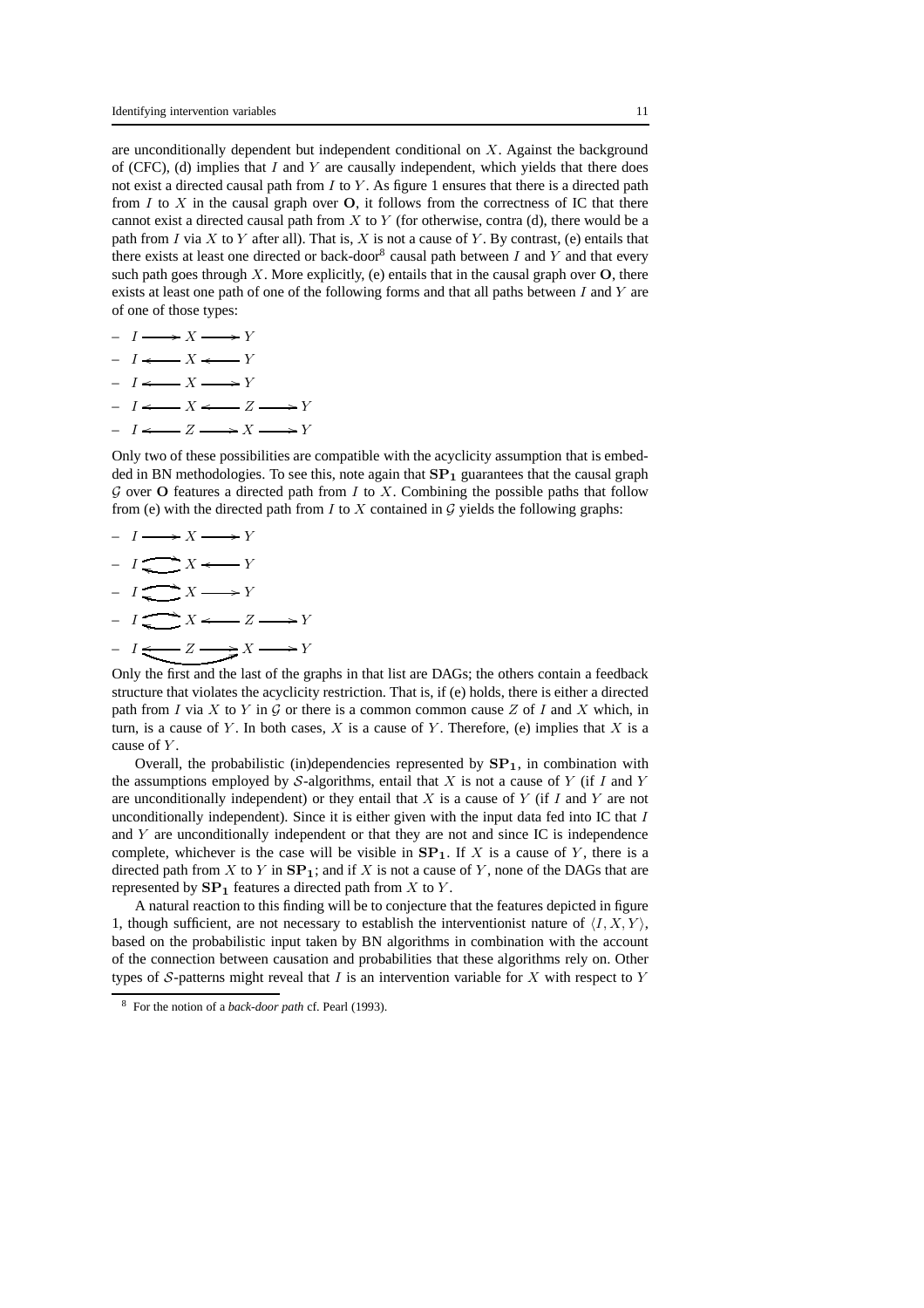are unconditionally dependent but independent conditional on $X$. Against the background of (CFC), (d) implies that $I$ and $Y$ are causally independent, which yields that there does not exist a directed causal path from $I$ to $Y$. As figure 1 ensures that there is a directed path from $I$ to $X$ in the causal graph over $\mathbf{O}$, it follows from the correctness of IC that there cannot exist a directed causal path from $X$ to $Y$ (for otherwise, contra (d), there would be a path from $I$ via $X$ to $Y$ after all). That is, $X$ is not a cause of $Y$. By contrast, (e) entails that there exists at least one directed or back-door[8] causal path between $I$ and $Y$ and that every such path goes through $X$. More explicitly, (e) entails that in the causal graph over $\mathbf{O}$, there exists at least one path of one of the following forms and that all paths between $I$ and $Y$ are of one of those types:

- $I \longrightarrow X \longrightarrow Y$
- $I \longleftarrow X \longleftarrow Y$
- $I \longleftarrow X \longrightarrow Y$
- $I \longleftarrow X \longleftarrow Z \longrightarrow Y$
- $I \longleftarrow Z \longrightarrow X \longrightarrow Y$

Only two of these possibilities are compatible with the acyclicity assumption that is embedded in BN methodologies. To see this, note again that $\mathbf{SP_1}$ guarantees that the causal graph $\mathcal{G}$ over $\mathbf{O}$ features a directed path from $I$ to $X$. Combining the possible paths that follow from (e) with the directed path from $I$ to $X$ contained in $\mathcal{G}$ yields the following graphs:

- $I \longrightarrow X \longrightarrow Y$
- $I \rightleftarrows X \longleftarrow Y$
- $I \rightleftarrows X \longrightarrow Y$
- $I \rightleftarrows X \longleftarrow Z \longrightarrow Y$
- $I \longleftarrow Z \longrightarrow X \longrightarrow Y$ (with an additional arrow from $I$ to $X$)

Only the first and the last of the graphs in that list are DAGs; the others contain a feedback structure that violates the acyclicity restriction. That is, if (e) holds, there is either a directed path from $I$ via $X$ to $Y$ in $\mathcal{G}$ or there is a common common cause $Z$ of $I$ and $X$ which, in turn, is a cause of $Y$. In both cases, $X$ is a cause of $Y$. Therefore, (e) implies that $X$ is a cause of $Y$.

Overall, the probabilistic (in)dependencies represented by $\mathbf{SP_1}$, in combination with the assumptions employed by $\mathcal{S}$-algorithms, entail that $X$ is not a cause of $Y$ (if $I$ and $Y$ are unconditionally independent) or they entail that $X$ is a cause of $Y$ (if $I$ and $Y$ are not unconditionally independent). Since it is either given with the input data fed into IC that $I$ and $Y$ are unconditionally independent or that they are not and since IC is independence complete, whichever is the case will be visible in $\mathbf{SP_1}$. If $X$ is a cause of $Y$, there is a directed path from $X$ to $Y$ in $\mathbf{SP_1}$; and if $X$ is not a cause of $Y$, none of the DAGs that are represented by $\mathbf{SP_1}$ features a directed path from $X$ to $Y$.

A natural reaction to this finding will be to conjecture that the features depicted in figure 1, though sufficient, are not necessary to establish the interventionist nature of $\langle I, X, Y \rangle$, based on the probabilistic input taken by BN algorithms in combination with the account of the connection between causation and probabilities that these algorithms rely on. Other types of $\mathcal{S}$-patterns might reveal that $I$ is an intervention variable for $X$ with respect to $Y$

[8] For the notion of a *back-door path* cf. Pearl (1993).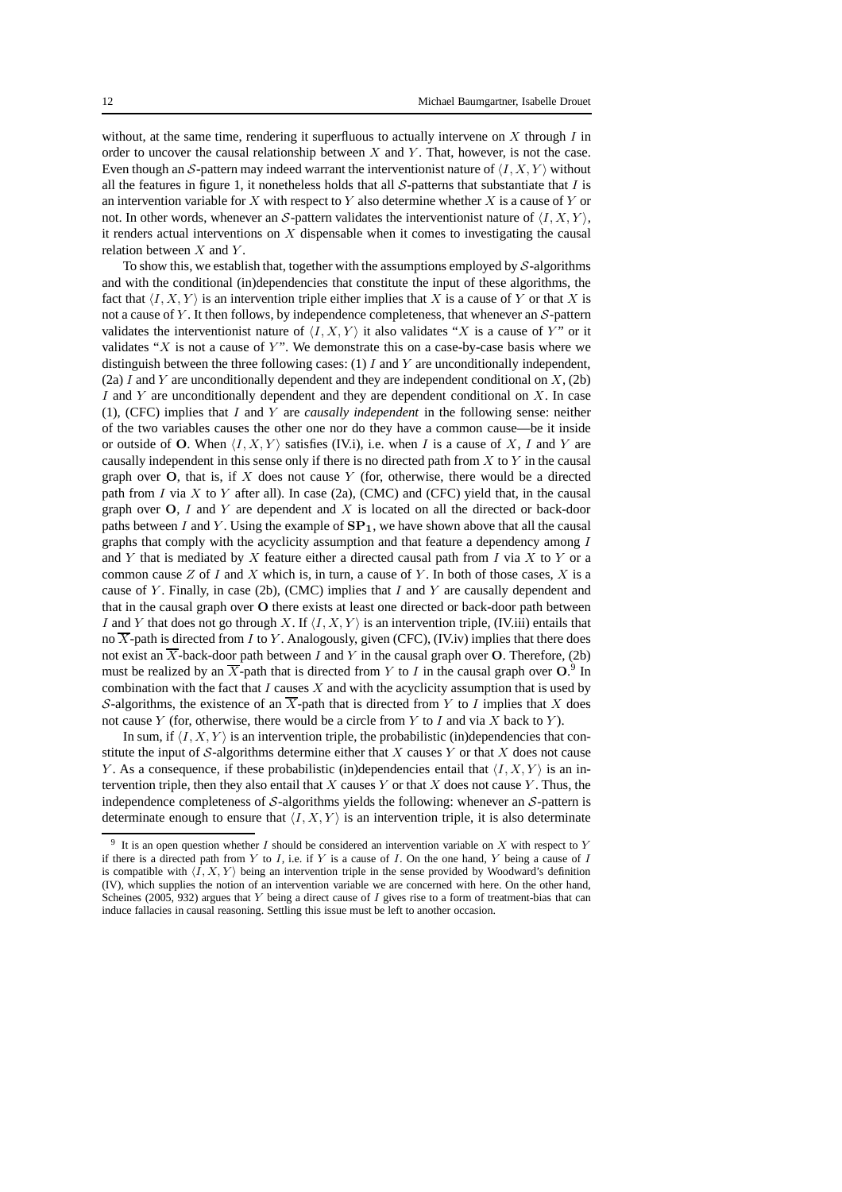without, at the same time, rendering it superfluous to actually intervene on $X$ through $I$ in order to uncover the causal relationship between $X$ and $Y$. That, however, is not the case. Even though an $\mathcal{S}$-pattern may indeed warrant the interventionist nature of $\langle I, X, Y\rangle$ without all the features in figure 1, it nonetheless holds that all $\mathcal{S}$-patterns that substantiate that $I$ is an intervention variable for $X$ with respect to $Y$ also determine whether $X$ is a cause of $Y$ or not. In other words, whenever an $\mathcal{S}$-pattern validates the interventionist nature of $\langle I, X, Y\rangle$, it renders actual interventions on $X$ dispensable when it comes to investigating the causal relation between $X$ and $Y$.

To show this, we establish that, together with the assumptions employed by $\mathcal{S}$-algorithms and with the conditional (in)dependencies that constitute the input of these algorithms, the fact that $\langle I, X, Y\rangle$ is an intervention triple either implies that $X$ is a cause of $Y$ or that $X$ is not a cause of $Y$. It then follows, by independence completeness, that whenever an $\mathcal{S}$-pattern validates the interventionist nature of $\langle I, X, Y\rangle$ it also validates "$X$ is a cause of $Y$" or it validates "$X$ is not a cause of $Y$". We demonstrate this on a case-by-case basis where we distinguish between the three following cases: (1) $I$ and $Y$ are unconditionally independent, (2a) $I$ and $Y$ are unconditionally dependent and they are independent conditional on $X$, (2b) $I$ and $Y$ are unconditionally dependent and they are dependent conditional on $X$. In case (1), (CFC) implies that $I$ and $Y$ are *causally independent* in the following sense: neither of the two variables causes the other one nor do they have a common cause—be it inside or outside of $\mathbf{O}$. When $\langle I, X, Y\rangle$ satisfies (IV.i), i.e. when $I$ is a cause of $X$, $I$ and $Y$ are causally independent in this sense only if there is no directed path from $X$ to $Y$ in the causal graph over $\mathbf{O}$, that is, if $X$ does not cause $Y$ (for, otherwise, there would be a directed path from $I$ via $X$ to $Y$ after all). In case (2a), (CMC) and (CFC) yield that, in the causal graph over $\mathbf{O}$, $I$ and $Y$ are dependent and $X$ is located on all the directed or back-door paths between $I$ and $Y$. Using the example of $\mathbf{SP_1}$, we have shown above that all the causal graphs that comply with the acyclicity assumption and that feature a dependency among $I$ and $Y$ that is mediated by $X$ feature either a directed causal path from $I$ via $X$ to $Y$ or a common cause $Z$ of $I$ and $X$ which is, in turn, a cause of $Y$. In both of those cases, $X$ is a cause of $Y$. Finally, in case (2b), (CMC) implies that $I$ and $Y$ are causally dependent and that in the causal graph over $\mathbf{O}$ there exists at least one directed or back-door path between $I$ and $Y$ that does not go through $X$. If $\langle I, X, Y\rangle$ is an intervention triple, (IV.iii) entails that no $\overline{X}$-path is directed from $I$ to $Y$. Analogously, given (CFC), (IV.iv) implies that there does not exist an $\overline{X}$-back-door path between $I$ and $Y$ in the causal graph over $\mathbf{O}$. Therefore, (2b) must be realized by an $\overline{X}$-path that is directed from $Y$ to $I$ in the causal graph over $\mathbf{O}$.[9] In combination with the fact that $I$ causes $X$ and with the acyclicity assumption that is used by $\mathcal{S}$-algorithms, the existence of an $\overline{X}$-path that is directed from $Y$ to $I$ implies that $X$ does not cause $Y$ (for, otherwise, there would be a circle from $Y$ to $I$ and via $X$ back to $Y$).

In sum, if $\langle I, X, Y\rangle$ is an intervention triple, the probabilistic (in)dependencies that constitute the input of $\mathcal{S}$-algorithms determine either that $X$ causes $Y$ or that $X$ does not cause $Y$. As a consequence, if these probabilistic (in)dependencies entail that $\langle I, X, Y\rangle$ is an intervention triple, then they also entail that $X$ causes $Y$ or that $X$ does not cause $Y$. Thus, the independence completeness of $\mathcal{S}$-algorithms yields the following: whenever an $\mathcal{S}$-pattern is determinate enough to ensure that $\langle I, X, Y\rangle$ is an intervention triple, it is also determinate

[9] It is an open question whether $I$ should be considered an intervention variable on $X$ with respect to $Y$ if there is a directed path from $Y$ to $I$, i.e. if $Y$ is a cause of $I$. On the one hand, $Y$ being a cause of $I$ is compatible with $\langle I, X, Y\rangle$ being an intervention triple in the sense provided by Woodward's definition (IV), which supplies the notion of an intervention variable we are concerned with here. On the other hand, Scheines (2005, 932) argues that $Y$ being a direct cause of $I$ gives rise to a form of treatment-bias that can induce fallacies in causal reasoning. Settling this issue must be left to another occasion.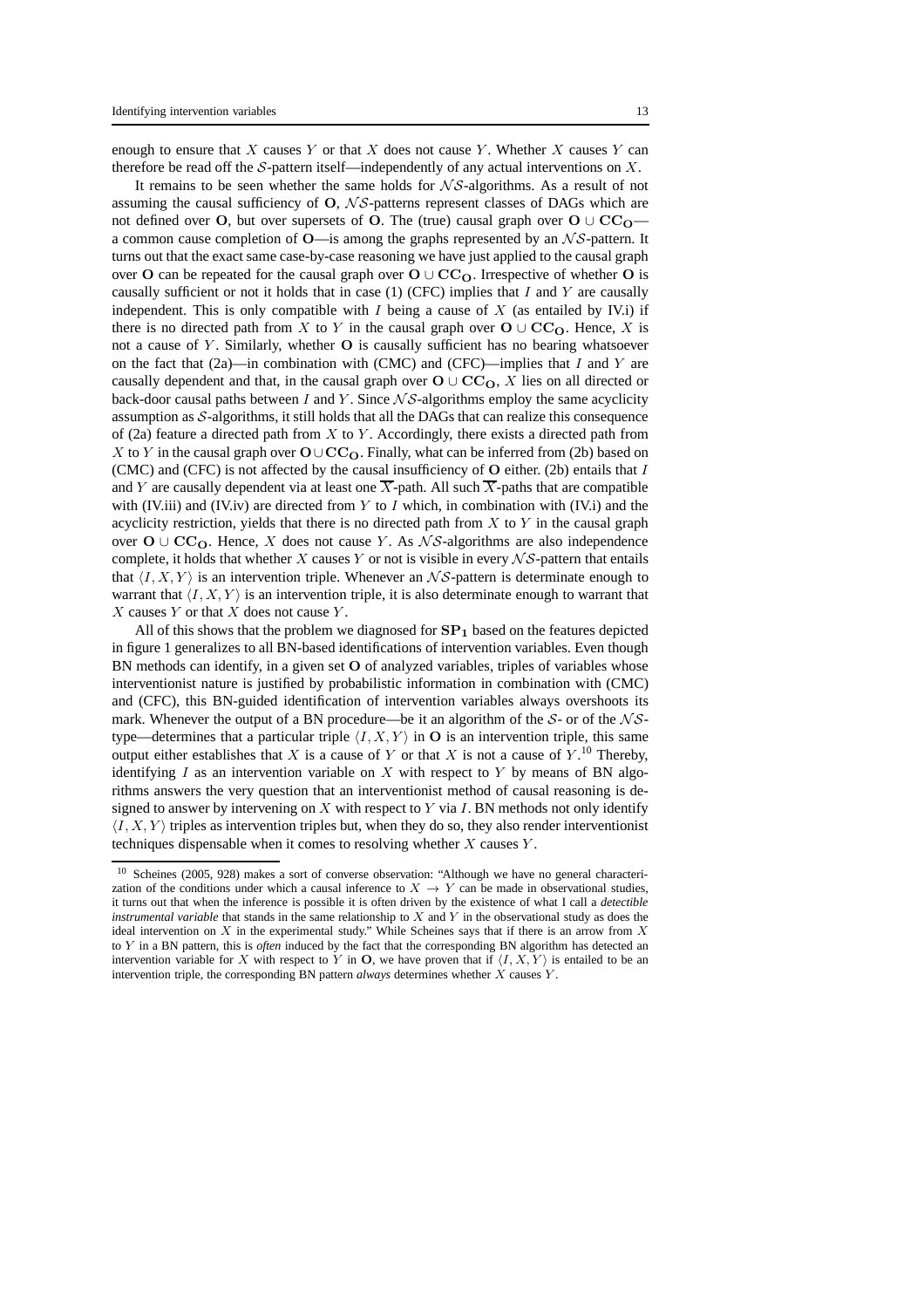enough to ensure that $X$ causes $Y$ or that $X$ does not cause $Y$. Whether $X$ causes $Y$ can therefore be read off the $\mathcal{S}$-pattern itself—independently of any actual interventions on $X$.

It remains to be seen whether the same holds for $\mathcal{NS}$-algorithms. As a result of not assuming the causal sufficiency of $\mathbf{O}$, $\mathcal{NS}$-patterns represent classes of DAGs which are not defined over $\mathbf{O}$, but over supersets of $\mathbf{O}$. The (true) causal graph over $\mathbf{O} \cup \mathbf{CC_O}$—a common cause completion of $\mathbf{O}$—is among the graphs represented by an $\mathcal{NS}$-pattern. It turns out that the exact same case-by-case reasoning we have just applied to the causal graph over $\mathbf{O}$ can be repeated for the causal graph over $\mathbf{O} \cup \mathbf{CC_O}$. Irrespective of whether $\mathbf{O}$ is causally sufficient or not it holds that in case (1) (CFC) implies that $I$ and $Y$ are causally independent. This is only compatible with $I$ being a cause of $X$ (as entailed by IV.i) if there is no directed path from $X$ to $Y$ in the causal graph over $\mathbf{O} \cup \mathbf{CC_O}$. Hence, $X$ is not a cause of $Y$. Similarly, whether $\mathbf{O}$ is causally sufficient has no bearing whatsoever on the fact that (2a)—in combination with (CMC) and (CFC)—implies that $I$ and $Y$ are causally dependent and that, in the causal graph over $\mathbf{O} \cup \mathbf{CC_O}$, $X$ lies on all directed or back-door causal paths between $I$ and $Y$. Since $\mathcal{NS}$-algorithms employ the same acyclicity assumption as $\mathcal{S}$-algorithms, it still holds that all the DAGs that can realize this consequence of (2a) feature a directed path from $X$ to $Y$. Accordingly, there exists a directed path from $X$ to $Y$ in the causal graph over $\mathbf{O} \cup \mathbf{CC_O}$. Finally, what can be inferred from (2b) based on (CMC) and (CFC) is not affected by the causal insufficiency of $\mathbf{O}$ either. (2b) entails that $I$ and $Y$ are causally dependent via at least one $\overline{X}$-path. All such $\overline{X}$-paths that are compatible with (IV.iii) and (IV.iv) are directed from $Y$ to $I$ which, in combination with (IV.i) and the acyclicity restriction, yields that there is no directed path from $X$ to $Y$ in the causal graph over $\mathbf{O} \cup \mathbf{CC_O}$. Hence, $X$ does not cause $Y$. As $\mathcal{NS}$-algorithms are also independence complete, it holds that whether $X$ causes $Y$ or not is visible in every $\mathcal{NS}$-pattern that entails that $\langle I, X, Y \rangle$ is an intervention triple. Whenever an $\mathcal{NS}$-pattern is determinate enough to warrant that $\langle I, X, Y \rangle$ is an intervention triple, it is also determinate enough to warrant that $X$ causes $Y$ or that $X$ does not cause $Y$.

All of this shows that the problem we diagnosed for $\mathbf{SP_1}$ based on the features depicted in figure 1 generalizes to all BN-based identifications of intervention variables. Even though BN methods can identify, in a given set $\mathbf{O}$ of analyzed variables, triples of variables whose interventionist nature is justified by probabilistic information in combination with (CMC) and (CFC), this BN-guided identification of intervention variables always overshoots its mark. Whenever the output of a BN procedure—be it an algorithm of the $\mathcal{S}$- or of the $\mathcal{NS}$-type—determines that a particular triple $\langle I, X, Y \rangle$ in $\mathbf{O}$ is an intervention triple, this same output either establishes that $X$ is a cause of $Y$ or that $X$ is not a cause of $Y$.[10] Thereby, identifying $I$ as an intervention variable on $X$ with respect to $Y$ by means of BN algorithms answers the very question that an interventionist method of causal reasoning is designed to answer by intervening on $X$ with respect to $Y$ via $I$. BN methods not only identify $\langle I, X, Y \rangle$ triples as intervention triples but, when they do so, they also render interventionist techniques dispensable when it comes to resolving whether $X$ causes $Y$.

---

[10] Scheines (2005, 928) makes a sort of converse observation: "Although we have no general characterization of the conditions under which a causal inference to $X \rightarrow Y$ can be made in observational studies, it turns out that when the inference is possible it is often driven by the existence of what I call a *detectible instrumental variable* that stands in the same relationship to $X$ and $Y$ in the observational study as does the ideal intervention on $X$ in the experimental study." While Scheines says that if there is an arrow from $X$ to $Y$ in a BN pattern, this is *often* induced by the fact that the corresponding BN algorithm has detected an intervention variable for $X$ with respect to $Y$ in $\mathbf{O}$, we have proven that if $\langle I, X, Y \rangle$ is entailed to be an intervention triple, the corresponding BN pattern *always* determines whether $X$ causes $Y$.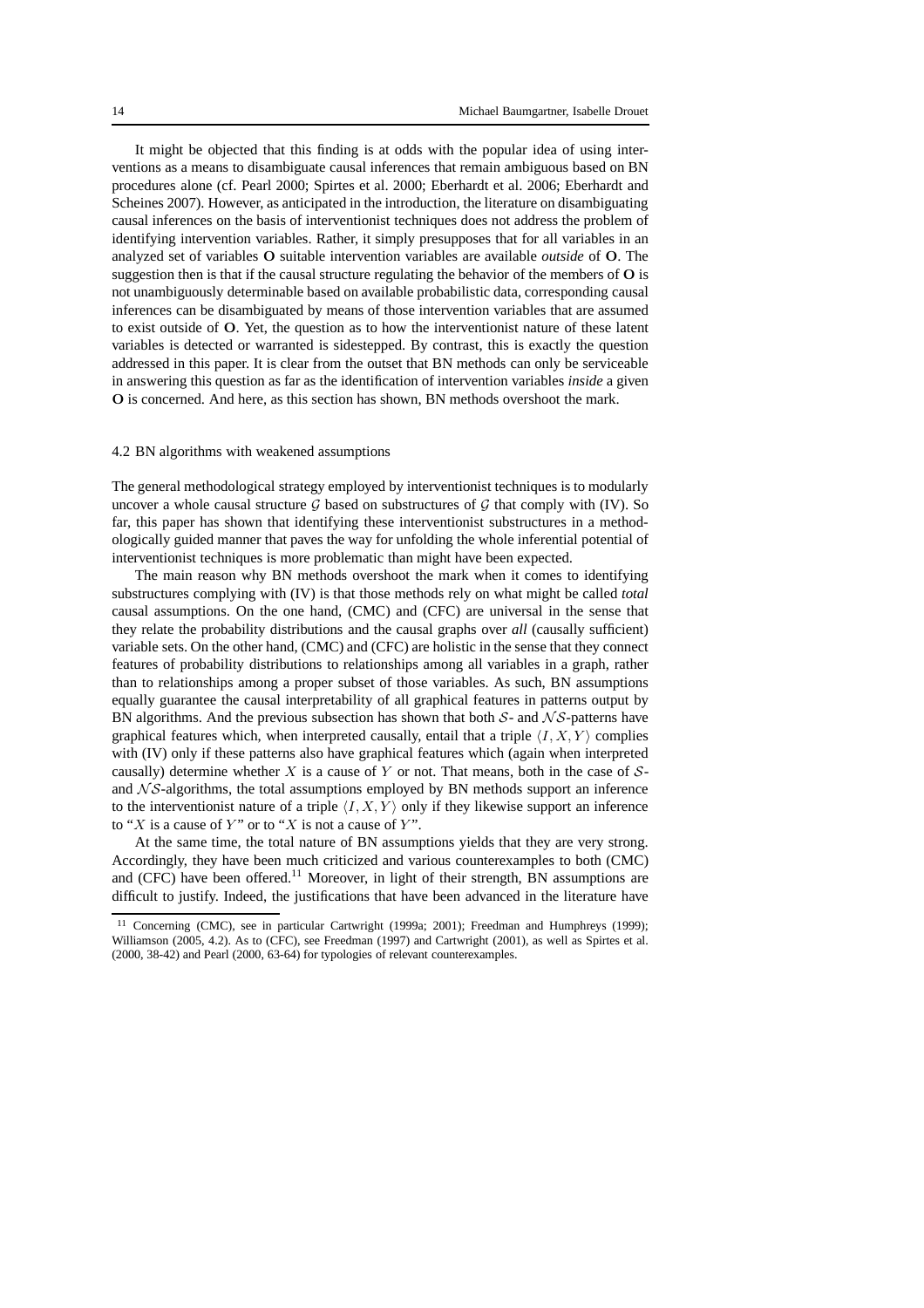It might be objected that this finding is at odds with the popular idea of using interventions as a means to disambiguate causal inferences that remain ambiguous based on BN procedures alone (cf. Pearl 2000; Spirtes et al. 2000; Eberhardt et al. 2006; Eberhardt and Scheines 2007). However, as anticipated in the introduction, the literature on disambiguating causal inferences on the basis of interventionist techniques does not address the problem of identifying intervention variables. Rather, it simply presupposes that for all variables in an analyzed set of variables **O** suitable intervention variables are available *outside* of **O**. The suggestion then is that if the causal structure regulating the behavior of the members of **O** is not unambiguously determinable based on available probabilistic data, corresponding causal inferences can be disambiguated by means of those intervention variables that are assumed to exist outside of **O**. Yet, the question as to how the interventionist nature of these latent variables is detected or warranted is sidestepped. By contrast, this is exactly the question addressed in this paper. It is clear from the outset that BN methods can only be serviceable in answering this question as far as the identification of intervention variables *inside* a given **O** is concerned. And here, as this section has shown, BN methods overshoot the mark.

### 4.2 BN algorithms with weakened assumptions

The general methodological strategy employed by interventionist techniques is to modularly uncover a whole causal structure $\mathcal{G}$ based on substructures of $\mathcal{G}$ that comply with (IV). So far, this paper has shown that identifying these interventionist substructures in a methodologically guided manner that paves the way for unfolding the whole inferential potential of interventionist techniques is more problematic than might have been expected.

The main reason why BN methods overshoot the mark when it comes to identifying substructures complying with (IV) is that those methods rely on what might be called *total* causal assumptions. On the one hand, (CMC) and (CFC) are universal in the sense that they relate the probability distributions and the causal graphs over *all* (causally sufficient) variable sets. On the other hand, (CMC) and (CFC) are holistic in the sense that they connect features of probability distributions to relationships among all variables in a graph, rather than to relationships among a proper subset of those variables. As such, BN assumptions equally guarantee the causal interpretability of all graphical features in patterns output by BN algorithms. And the previous subsection has shown that both $\mathcal{S}$- and $\mathcal{NS}$-patterns have graphical features which, when interpreted causally, entail that a triple $\langle I, X, Y\rangle$ complies with (IV) only if these patterns also have graphical features which (again when interpreted causally) determine whether $X$ is a cause of $Y$ or not. That means, both in the case of $\mathcal{S}$- and $\mathcal{NS}$-algorithms, the total assumptions employed by BN methods support an inference to the interventionist nature of a triple $\langle I, X, Y\rangle$ only if they likewise support an inference to "$X$ is a cause of $Y$" or to "$X$ is not a cause of $Y$".

At the same time, the total nature of BN assumptions yields that they are very strong. Accordingly, they have been much criticized and various counterexamples to both (CMC) and (CFC) have been offered.[11] Moreover, in light of their strength, BN assumptions are difficult to justify. Indeed, the justifications that have been advanced in the literature have

[11] Concerning (CMC), see in particular Cartwright (1999a; 2001); Freedman and Humphreys (1999); Williamson (2005, 4.2). As to (CFC), see Freedman (1997) and Cartwright (2001), as well as Spirtes et al. (2000, 38-42) and Pearl (2000, 63-64) for typologies of relevant counterexamples.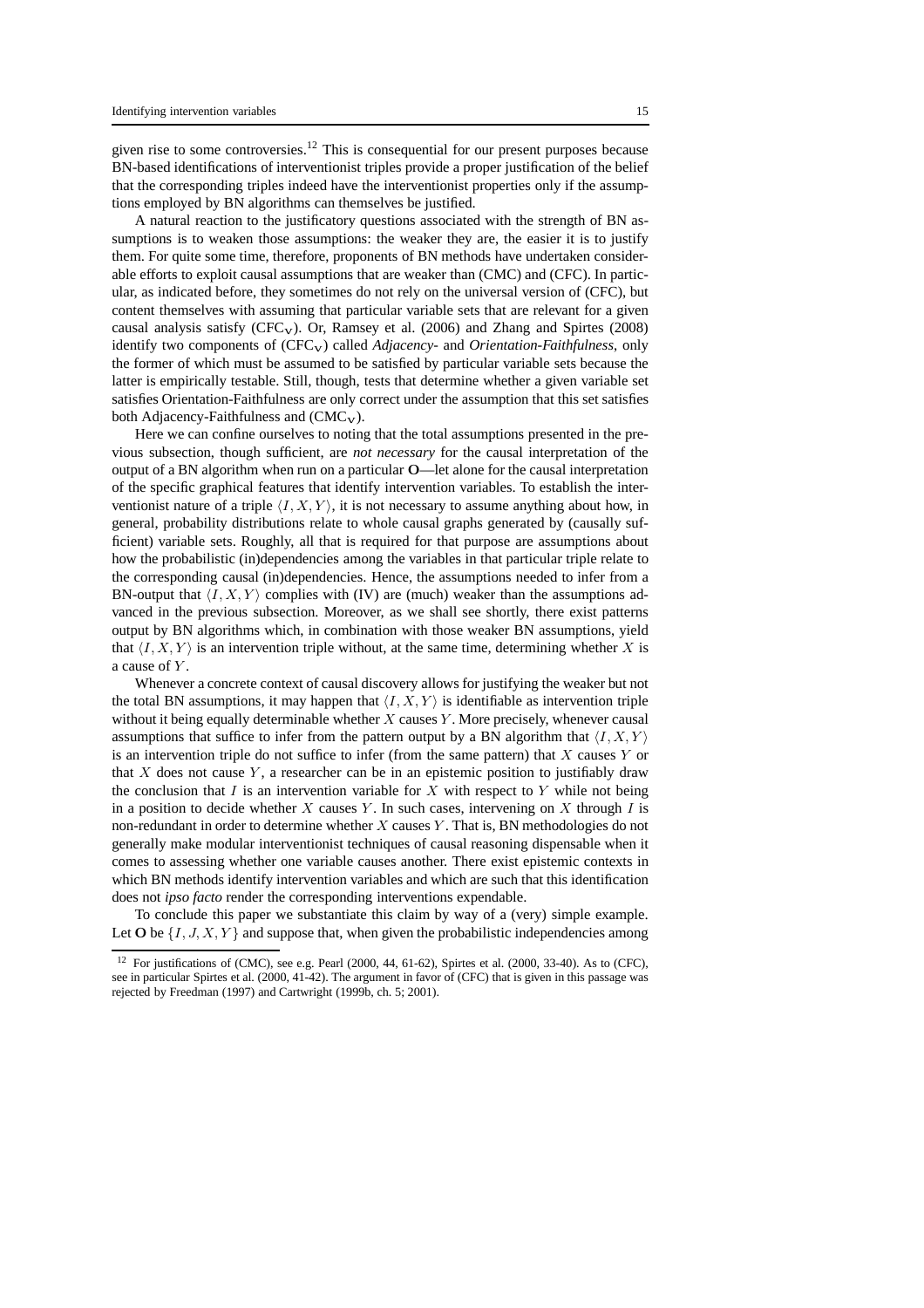given rise to some controversies.[12] This is consequential for our present purposes because BN-based identifications of interventionist triples provide a proper justification of the belief that the corresponding triples indeed have the interventionist properties only if the assumptions employed by BN algorithms can themselves be justified.

A natural reaction to the justificatory questions associated with the strength of BN assumptions is to weaken those assumptions: the weaker they are, the easier it is to justify them. For quite some time, therefore, proponents of BN methods have undertaken considerable efforts to exploit causal assumptions that are weaker than (CMC) and (CFC). In particular, as indicated before, they sometimes do not rely on the universal version of (CFC), but content themselves with assuming that particular variable sets that are relevant for a given causal analysis satisfy ($\text{CFC}_\mathbf{V}$). Or, Ramsey et al. (2006) and Zhang and Spirtes (2008) identify two components of ($\text{CFC}_\mathbf{V}$) called *Adjacency-* and *Orientation-Faithfulness*, only the former of which must be assumed to be satisfied by particular variable sets because the latter is empirically testable. Still, though, tests that determine whether a given variable set satisfies Orientation-Faithfulness are only correct under the assumption that this set satisfies both Adjacency-Faithfulness and ($\text{CMC}_\mathbf{V}$).

Here we can confine ourselves to noting that the total assumptions presented in the previous subsection, though sufficient, are *not necessary* for the causal interpretation of the output of a BN algorithm when run on a particular **O**—let alone for the causal interpretation of the specific graphical features that identify intervention variables. To establish the interventionist nature of a triple $\langle I, X, Y \rangle$, it is not necessary to assume anything about how, in general, probability distributions relate to whole causal graphs generated by (causally sufficient) variable sets. Roughly, all that is required for that purpose are assumptions about how the probabilistic (in)dependencies among the variables in that particular triple relate to the corresponding causal (in)dependencies. Hence, the assumptions needed to infer from a BN-output that $\langle I, X, Y \rangle$ complies with (IV) are (much) weaker than the assumptions advanced in the previous subsection. Moreover, as we shall see shortly, there exist patterns output by BN algorithms which, in combination with those weaker BN assumptions, yield that $\langle I, X, Y \rangle$ is an intervention triple without, at the same time, determining whether $X$ is a cause of $Y$.

Whenever a concrete context of causal discovery allows for justifying the weaker but not the total BN assumptions, it may happen that $\langle I, X, Y \rangle$ is identifiable as intervention triple without it being equally determinable whether $X$ causes $Y$. More precisely, whenever causal assumptions that suffice to infer from the pattern output by a BN algorithm that $\langle I, X, Y \rangle$ is an intervention triple do not suffice to infer (from the same pattern) that $X$ causes $Y$ or that $X$ does not cause $Y$, a researcher can be in an epistemic position to justifiably draw the conclusion that $I$ is an intervention variable for $X$ with respect to $Y$ while not being in a position to decide whether $X$ causes $Y$. In such cases, intervening on $X$ through $I$ is non-redundant in order to determine whether $X$ causes $Y$. That is, BN methodologies do not generally make modular interventionist techniques of causal reasoning dispensable when it comes to assessing whether one variable causes another. There exist epistemic contexts in which BN methods identify intervention variables and which are such that this identification does not *ipso facto* render the corresponding interventions expendable.

To conclude this paper we substantiate this claim by way of a (very) simple example. Let **O** be $\{I, J, X, Y\}$ and suppose that, when given the probabilistic independencies among

[12] For justifications of (CMC), see e.g. Pearl (2000, 44, 61-62), Spirtes et al. (2000, 33-40). As to (CFC), see in particular Spirtes et al. (2000, 41-42). The argument in favor of (CFC) that is given in this passage was rejected by Freedman (1997) and Cartwright (1999b, ch. 5; 2001).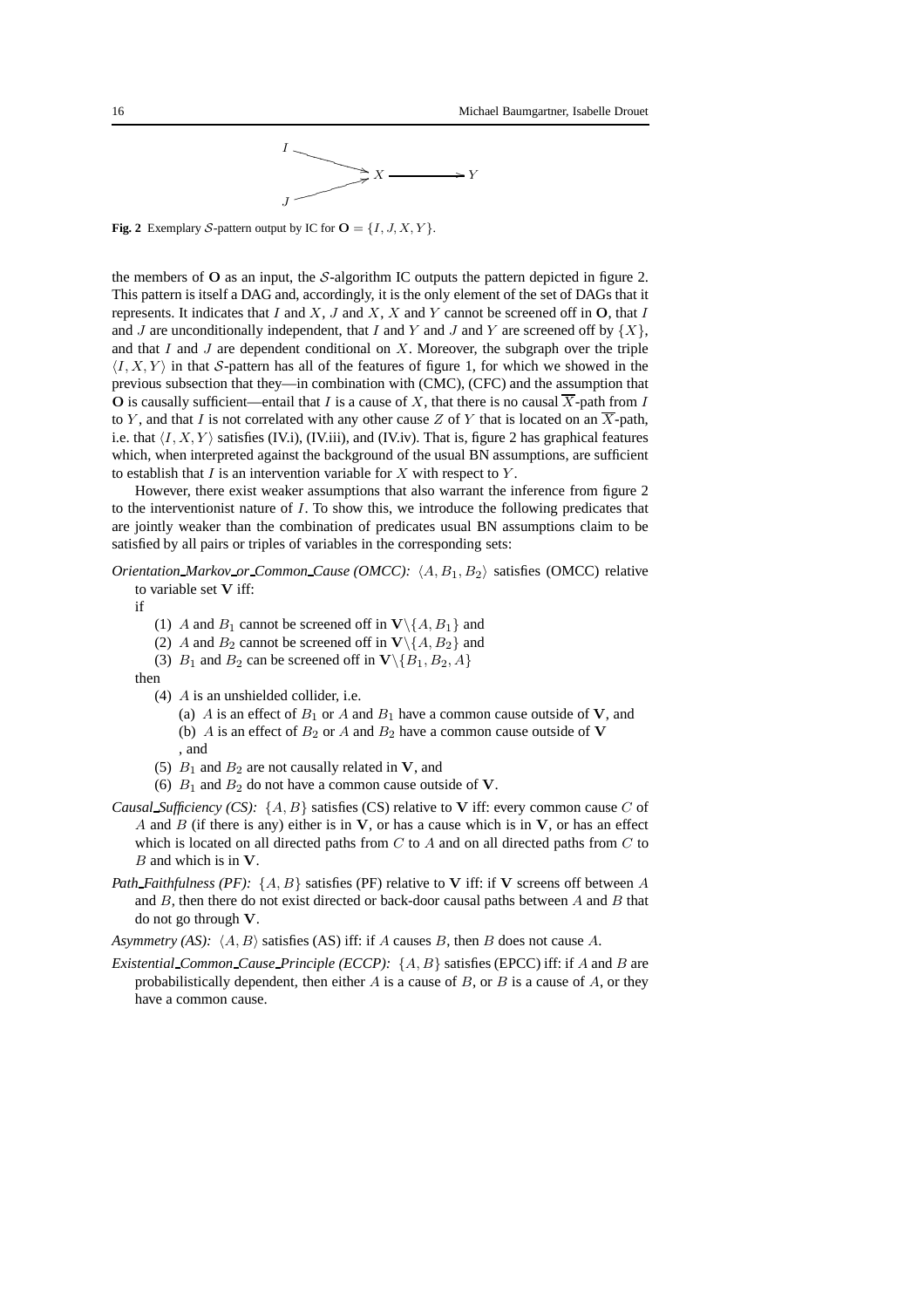**Fig. 2** Exemplary $\mathcal{S}$-pattern output by IC for $\mathbf{O} = \{I, J, X, Y\}$.

the members of $\mathbf{O}$ as an input, the $\mathcal{S}$-algorithm IC outputs the pattern depicted in figure 2. This pattern is itself a DAG and, accordingly, it is the only element of the set of DAGs that it represents. It indicates that $I$ and $X$, $J$ and $X$, $X$ and $Y$ cannot be screened off in $\mathbf{O}$, that $I$ and $J$ are unconditionally independent, that $I$ and $Y$ and $J$ and $Y$ are screened off by $\{X\}$, and that $I$ and $J$ are dependent conditional on $X$. Moreover, the subgraph over the triple $\langle I, X, Y\rangle$ in that $\mathcal{S}$-pattern has all of the features of figure 1, for which we showed in the previous subsection that they—in combination with (CMC), (CFC) and the assumption that $\mathbf{O}$ is causally sufficient—entail that $I$ is a cause of $X$, that there is no causal $\overline{X}$-path from $I$ to $Y$, and that $I$ is not correlated with any other cause $Z$ of $Y$ that is located on an $\overline{X}$-path, i.e. that $\langle I, X, Y\rangle$ satisfies (IV.i), (IV.iii), and (IV.iv). That is, figure 2 has graphical features which, when interpreted against the background of the usual BN assumptions, are sufficient to establish that $I$ is an intervention variable for $X$ with respect to $Y$.

However, there exist weaker assumptions that also warrant the inference from figure 2 to the interventionist nature of $I$. To show this, we introduce the following predicates that are jointly weaker than the combination of predicates usual BN assumptions claim to be satisfied by all pairs or triples of variables in the corresponding sets:

*Orientation Markov or Common Cause (OMCC):* $\langle A, B_1, B_2\rangle$ satisfies (OMCC) relative to variable set $\mathbf{V}$ iff:

if

(1) $A$ and $B_1$ cannot be screened off in $\mathbf{V}\backslash\{A, B_1\}$ and
(2) $A$ and $B_2$ cannot be screened off in $\mathbf{V}\backslash\{A, B_2\}$ and
(3) $B_1$ and $B_2$ can be screened off in $\mathbf{V}\backslash\{B_1, B_2, A\}$

then

(4) $A$ is an unshielded collider, i.e.
 (a) $A$ is an effect of $B_1$ or $A$ and $B_1$ have a common cause outside of $\mathbf{V}$, and
 (b) $A$ is an effect of $B_2$ or $A$ and $B_2$ have a common cause outside of $\mathbf{V}$
 , and
(5) $B_1$ and $B_2$ are not causally related in $\mathbf{V}$, and
(6) $B_1$ and $B_2$ do not have a common cause outside of $\mathbf{V}$.

*Causal Sufficiency (CS):* $\{A, B\}$ satisfies (CS) relative to $\mathbf{V}$ iff: every common cause $C$ of $A$ and $B$ (if there is any) either is in $\mathbf{V}$, or has a cause which is in $\mathbf{V}$, or has an effect which is located on all directed paths from $C$ to $A$ and on all directed paths from $C$ to $B$ and which is in $\mathbf{V}$.

*Path Faithfulness (PF):* $\{A, B\}$ satisfies (PF) relative to $\mathbf{V}$ iff: if $\mathbf{V}$ screens off between $A$ and $B$, then there do not exist directed or back-door causal paths between $A$ and $B$ that do not go through $\mathbf{V}$.

*Asymmetry (AS):* $\langle A, B\rangle$ satisfies (AS) iff: if $A$ causes $B$, then $B$ does not cause $A$.

*Existential Common Cause Principle (ECCP):* $\{A, B\}$ satisfies (EPCC) iff: if $A$ and $B$ are probabilistically dependent, then either $A$ is a cause of $B$, or $B$ is a cause of $A$, or they have a common cause.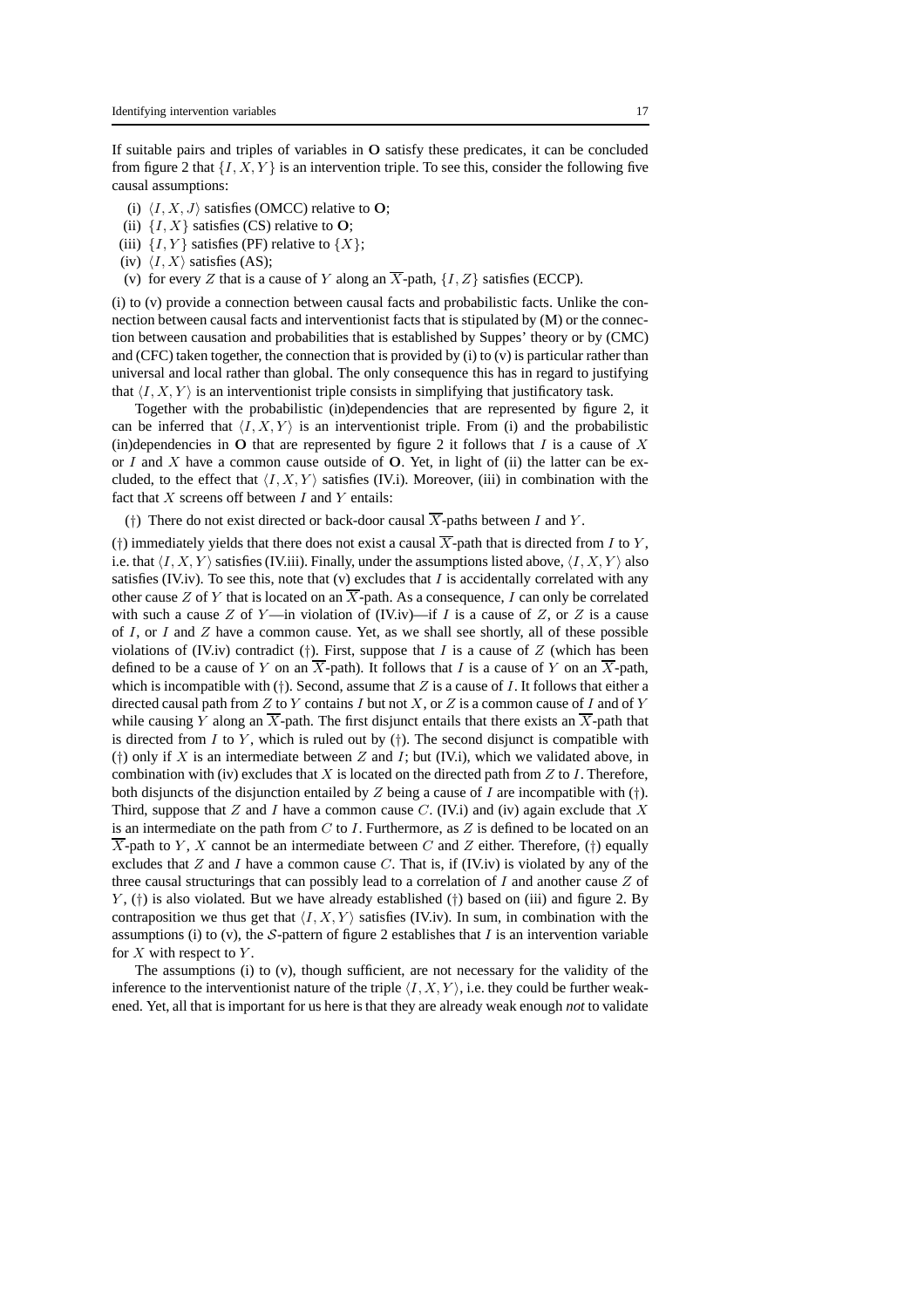If suitable pairs and triples of variables in **O** satisfy these predicates, it can be concluded from figure 2 that $\{I, X, Y\}$ is an intervention triple. To see this, consider the following five causal assumptions:

(i) $\langle I, X, J\rangle$ satisfies (OMCC) relative to **O**;
(ii) $\{I, X\}$ satisfies (CS) relative to **O**;
(iii) $\{I, Y\}$ satisfies (PF) relative to $\{X\}$;
(iv) $\langle I, X\rangle$ satisfies (AS);
(v) for every $Z$ that is a cause of $Y$ along an $\overline{X}$-path, $\{I, Z\}$ satisfies (ECCP).

(i) to (v) provide a connection between causal facts and probabilistic facts. Unlike the connection between causal facts and interventionist facts that is stipulated by (M) or the connection between causation and probabilities that is established by Suppes' theory or by (CMC) and (CFC) taken together, the connection that is provided by (i) to (v) is particular rather than universal and local rather than global. The only consequence this has in regard to justifying that $\langle I, X, Y\rangle$ is an interventionist triple consists in simplifying that justificatory task.

Together with the probabilistic (in)dependencies that are represented by figure 2, it can be inferred that $\langle I, X, Y\rangle$ is an interventionist triple. From (i) and the probabilistic (in)dependencies in **O** that are represented by figure 2 it follows that $I$ is a cause of $X$ or $I$ and $X$ have a common cause outside of **O**. Yet, in light of (ii) the latter can be excluded, to the effect that $\langle I, X, Y\rangle$ satisfies (IV.i). Moreover, (iii) in combination with the fact that $X$ screens off between $I$ and $Y$ entails:

(†) There do not exist directed or back-door causal $\overline{X}$-paths between $I$ and $Y$.

(†) immediately yields that there does not exist a causal $\overline{X}$-path that is directed from $I$ to $Y$, i.e. that $\langle I, X, Y\rangle$ satisfies (IV.iii). Finally, under the assumptions listed above, $\langle I, X, Y\rangle$ also satisfies (IV.iv). To see this, note that (v) excludes that $I$ is accidentally correlated with any other cause $Z$ of $Y$ that is located on an $\overline{X}$-path. As a consequence, $I$ can only be correlated with such a cause $Z$ of $Y$—in violation of (IV.iv)—if $I$ is a cause of $Z$, or $Z$ is a cause of $I$, or $I$ and $Z$ have a common cause. Yet, as we shall see shortly, all of these possible violations of (IV.iv) contradict (†). First, suppose that $I$ is a cause of $Z$ (which has been defined to be a cause of $Y$ on an $\overline{X}$-path). It follows that $I$ is a cause of $Y$ on an $\overline{X}$-path, which is incompatible with (†). Second, assume that $Z$ is a cause of $I$. It follows that either a directed causal path from $Z$ to $Y$ contains $I$ but not $X$, or $Z$ is a common cause of $I$ and of $Y$ while causing $Y$ along an $\overline{X}$-path. The first disjunct entails that there exists an $\overline{X}$-path that is directed from $I$ to $Y$, which is ruled out by (†). The second disjunct is compatible with (†) only if $X$ is an intermediate between $Z$ and $I$; but (IV.i), which we validated above, in combination with (iv) excludes that $X$ is located on the directed path from $Z$ to $I$. Therefore, both disjuncts of the disjunction entailed by $Z$ being a cause of $I$ are incompatible with (†). Third, suppose that $Z$ and $I$ have a common cause $C$. (IV.i) and (iv) again exclude that $X$ is an intermediate on the path from $C$ to $I$. Furthermore, as $Z$ is defined to be located on an $\overline{X}$-path to $Y$, $X$ cannot be an intermediate between $C$ and $Z$ either. Therefore, (†) equally excludes that $Z$ and $I$ have a common cause $C$. That is, if (IV.iv) is violated by any of the three causal structurings that can possibly lead to a correlation of $I$ and another cause $Z$ of $Y$, (†) is also violated. But we have already established (†) based on (iii) and figure 2. By contraposition we thus get that $\langle I, X, Y\rangle$ satisfies (IV.iv). In sum, in combination with the assumptions (i) to (v), the $\mathcal{S}$-pattern of figure 2 establishes that $I$ is an intervention variable for $X$ with respect to $Y$.

The assumptions (i) to (v), though sufficient, are not necessary for the validity of the inference to the interventionist nature of the triple $\langle I, X, Y\rangle$, i.e. they could be further weakened. Yet, all that is important for us here is that they are already weak enough *not* to validate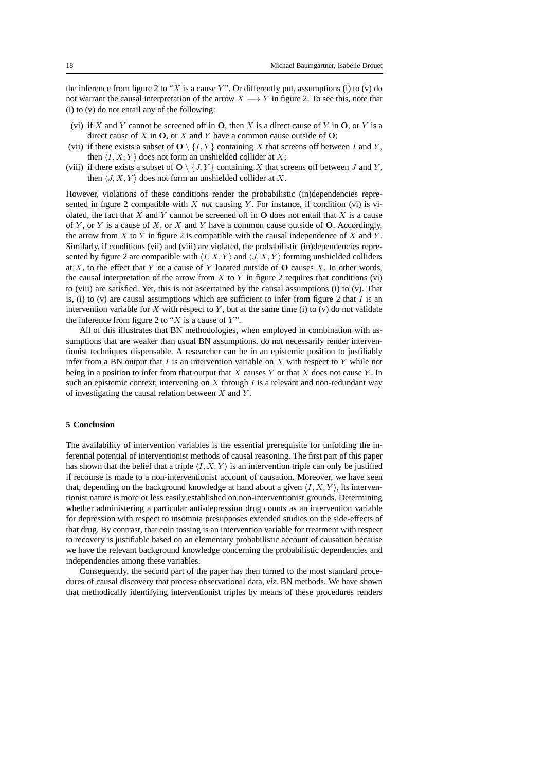the inference from figure 2 to "$X$ is a cause $Y$". Or differently put, assumptions (i) to (v) do not warrant the causal interpretation of the arrow $X \longrightarrow Y$ in figure 2. To see this, note that (i) to (v) do not entail any of the following:

(vi) if $X$ and $Y$ cannot be screened off in $\mathbf{O}$, then $X$ is a direct cause of $Y$ in $\mathbf{O}$, or $Y$ is a direct cause of $X$ in $\mathbf{O}$, or $X$ and $Y$ have a common cause outside of $\mathbf{O}$;

(vii) if there exists a subset of $\mathbf{O} \setminus \{I, Y\}$ containing $X$ that screens off between $I$ and $Y$, then $\langle I, X, Y \rangle$ does not form an unshielded collider at $X$;

(viii) if there exists a subset of $\mathbf{O} \setminus \{J, Y\}$ containing $X$ that screens off between $J$ and $Y$, then $\langle J, X, Y \rangle$ does not form an unshielded collider at $X$.

However, violations of these conditions render the probabilistic (in)dependencies represented in figure 2 compatible with $X$ *not* causing $Y$. For instance, if condition (vi) is violated, the fact that $X$ and $Y$ cannot be screened off in $\mathbf{O}$ does not entail that $X$ is a cause of $Y$, or $Y$ is a cause of $X$, or $X$ and $Y$ have a common cause outside of $\mathbf{O}$. Accordingly, the arrow from $X$ to $Y$ in figure 2 is compatible with the causal independence of $X$ and $Y$. Similarly, if conditions (vii) and (viii) are violated, the probabilistic (in)dependencies represented by figure 2 are compatible with $\langle I, X, Y \rangle$ and $\langle J, X, Y \rangle$ forming unshielded colliders at $X$, to the effect that $Y$ or a cause of $Y$ located outside of $\mathbf{O}$ causes $X$. In other words, the causal interpretation of the arrow from $X$ to $Y$ in figure 2 requires that conditions (vi) to (viii) are satisfied. Yet, this is not ascertained by the causal assumptions (i) to (v). That is, (i) to (v) are causal assumptions which are sufficient to infer from figure 2 that $I$ is an intervention variable for $X$ with respect to $Y$, but at the same time (i) to (v) do not validate the inference from figure 2 to "$X$ is a cause of $Y$".

All of this illustrates that BN methodologies, when employed in combination with assumptions that are weaker than usual BN assumptions, do not necessarily render interventionist techniques dispensable. A researcher can be in an epistemic position to justifiably infer from a BN output that $I$ is an intervention variable on $X$ with respect to $Y$ while not being in a position to infer from that output that $X$ causes $Y$ or that $X$ does not cause $Y$. In such an epistemic context, intervening on $X$ through $I$ is a relevant and non-redundant way of investigating the causal relation between $X$ and $Y$.

## 5 Conclusion

The availability of intervention variables is the essential prerequisite for unfolding the inferential potential of interventionist methods of causal reasoning. The first part of this paper has shown that the belief that a triple $\langle I, X, Y \rangle$ is an intervention triple can only be justified if recourse is made to a non-interventionist account of causation. Moreover, we have seen that, depending on the background knowledge at hand about a given $\langle I, X, Y \rangle$, its interventionist nature is more or less easily established on non-interventionist grounds. Determining whether administering a particular anti-depression drug counts as an intervention variable for depression with respect to insomnia presupposes extended studies on the side-effects of that drug. By contrast, that coin tossing is an intervention variable for treatment with respect to recovery is justifiable based on an elementary probabilistic account of causation because we have the relevant background knowledge concerning the probabilistic dependencies and independencies among these variables.

Consequently, the second part of the paper has then turned to the most standard procedures of causal discovery that process observational data, *viz.* BN methods. We have shown that methodically identifying interventionist triples by means of these procedures renders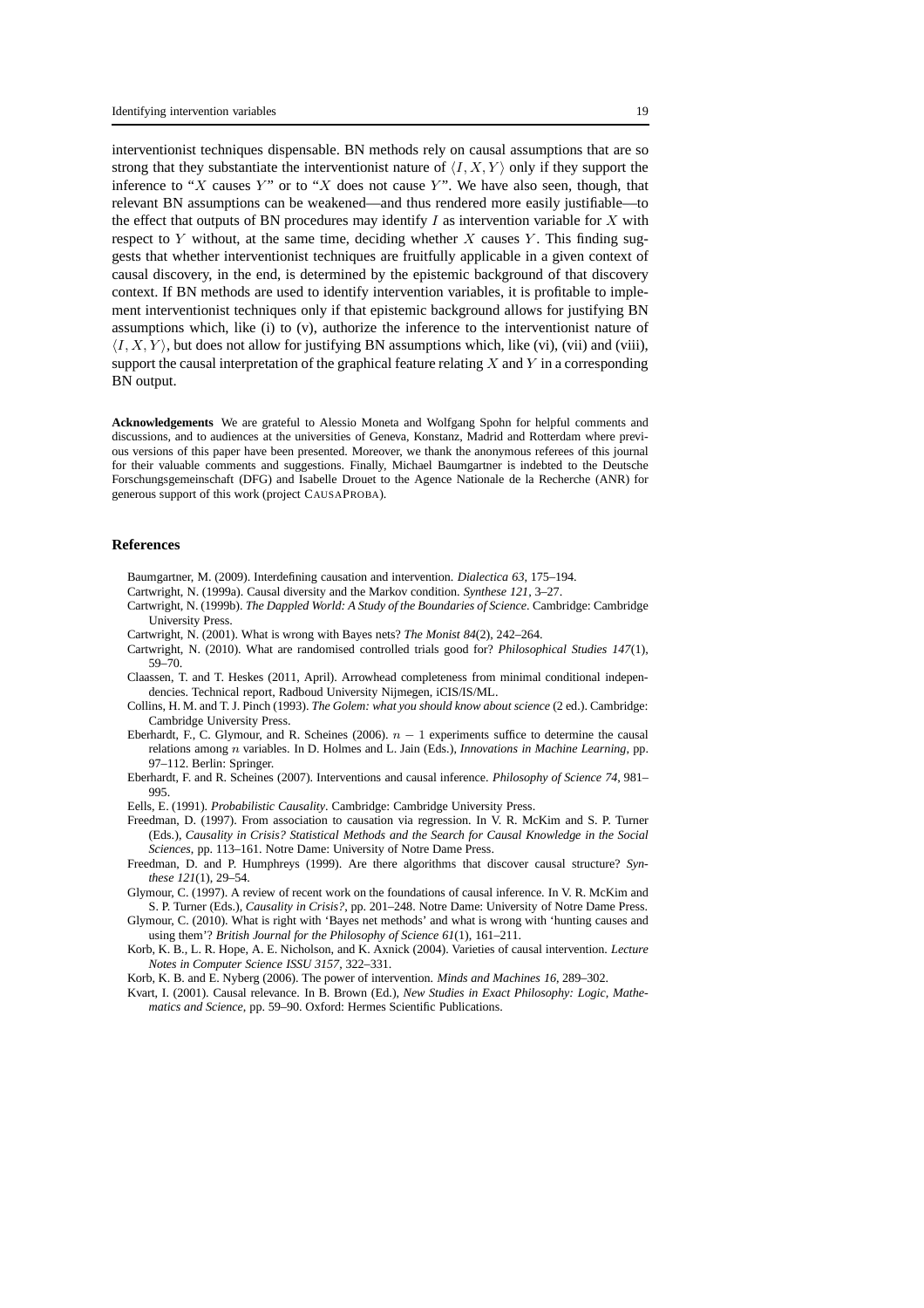interventionist techniques dispensable. BN methods rely on causal assumptions that are so strong that they substantiate the interventionist nature of $\langle I, X, Y \rangle$ only if they support the inference to "$X$ causes $Y$" or to "$X$ does not cause $Y$". We have also seen, though, that relevant BN assumptions can be weakened—and thus rendered more easily justifiable—to the effect that outputs of BN procedures may identify $I$ as intervention variable for $X$ with respect to $Y$ without, at the same time, deciding whether $X$ causes $Y$. This finding suggests that whether interventionist techniques are fruitfully applicable in a given context of causal discovery, in the end, is determined by the epistemic background of that discovery context. If BN methods are used to identify intervention variables, it is profitable to implement interventionist techniques only if that epistemic background allows for justifying BN assumptions which, like (i) to (v), authorize the inference to the interventionist nature of $\langle I, X, Y \rangle$, but does not allow for justifying BN assumptions which, like (vi), (vii) and (viii), support the causal interpretation of the graphical feature relating $X$ and $Y$ in a corresponding BN output.

**Acknowledgements** We are grateful to Alessio Moneta and Wolfgang Spohn for helpful comments and discussions, and to audiences at the universities of Geneva, Konstanz, Madrid and Rotterdam where previous versions of this paper have been presented. Moreover, we thank the anonymous referees of this journal for their valuable comments and suggestions. Finally, Michael Baumgartner is indebted to the Deutsche Forschungsgemeinschaft (DFG) and Isabelle Drouet to the Agence Nationale de la Recherche (ANR) for generous support of this work (project CAUSAPROBA).

## References

Baumgartner, M. (2009). Interdefining causation and intervention. *Dialectica 63*, 175–194.

Cartwright, N. (1999a). Causal diversity and the Markov condition. *Synthese 121*, 3–27.

Cartwright, N. (1999b). *The Dappled World: A Study of the Boundaries of Science*. Cambridge: Cambridge University Press.

Cartwright, N. (2001). What is wrong with Bayes nets? *The Monist 84*(2), 242–264.

Cartwright, N. (2010). What are randomised controlled trials good for? *Philosophical Studies 147*(1), 59–70.

Claassen, T. and T. Heskes (2011, April). Arrowhead completeness from minimal conditional independencies. Technical report, Radboud University Nijmegen, iCIS/IS/ML.

Collins, H. M. and T. J. Pinch (1993). *The Golem: what you should know about science* (2 ed.). Cambridge: Cambridge University Press.

Eberhardt, F., C. Glymour, and R. Scheines (2006). $n - 1$ experiments suffice to determine the causal relations among $n$ variables. In D. Holmes and L. Jain (Eds.), *Innovations in Machine Learning*, pp. 97–112. Berlin: Springer.

Eberhardt, F. and R. Scheines (2007). Interventions and causal inference. *Philosophy of Science 74*, 981–995.

Eells, E. (1991). *Probabilistic Causality*. Cambridge: Cambridge University Press.

Freedman, D. (1997). From association to causation via regression. In V. R. McKim and S. P. Turner (Eds.), *Causality in Crisis? Statistical Methods and the Search for Causal Knowledge in the Social Sciences*, pp. 113–161. Notre Dame: University of Notre Dame Press.

Freedman, D. and P. Humphreys (1999). Are there algorithms that discover causal structure? *Synthese 121*(1), 29–54.

Glymour, C. (1997). A review of recent work on the foundations of causal inference. In V. R. McKim and S. P. Turner (Eds.), *Causality in Crisis?*, pp. 201–248. Notre Dame: University of Notre Dame Press.

Glymour, C. (2010). What is right with 'Bayes net methods' and what is wrong with 'hunting causes and using them'? *British Journal for the Philosophy of Science 61*(1), 161–211.

Korb, K. B., L. R. Hope, A. E. Nicholson, and K. Axnick (2004). Varieties of causal intervention. *Lecture Notes in Computer Science ISSU 3157*, 322–331.

Korb, K. B. and E. Nyberg (2006). The power of intervention. *Minds and Machines 16*, 289–302.

Kvart, I. (2001). Causal relevance. In B. Brown (Ed.), *New Studies in Exact Philosophy: Logic, Mathematics and Science*, pp. 59–90. Oxford: Hermes Scientific Publications.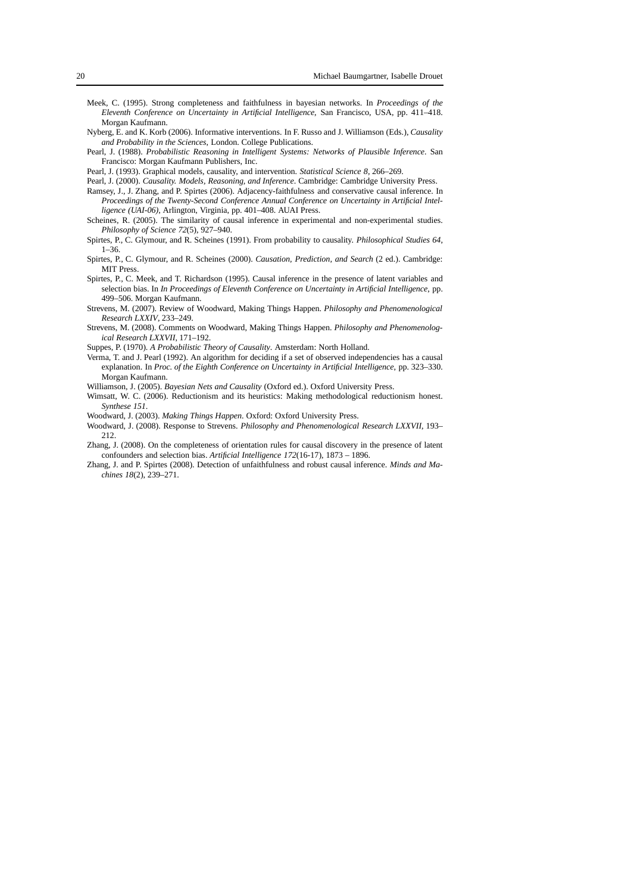Meek, C. (1995). Strong completeness and faithfulness in bayesian networks. In *Proceedings of the Eleventh Conference on Uncertainty in Artificial Intelligence*, San Francisco, USA, pp. 411–418. Morgan Kaufmann.

Nyberg, E. and K. Korb (2006). Informative interventions. In F. Russo and J. Williamson (Eds.), *Causality and Probability in the Sciences*, London. College Publications.

Pearl, J. (1988). *Probabilistic Reasoning in Intelligent Systems: Networks of Plausible Inference*. San Francisco: Morgan Kaufmann Publishers, Inc.

Pearl, J. (1993). Graphical models, causality, and intervention. *Statistical Science 8*, 266–269.

Pearl, J. (2000). *Causality. Models, Reasoning, and Inference*. Cambridge: Cambridge University Press.

Ramsey, J., J. Zhang, and P. Spirtes (2006). Adjacency-faithfulness and conservative causal inference. In *Proceedings of the Twenty-Second Conference Annual Conference on Uncertainty in Artificial Intelligence (UAI-06)*, Arlington, Virginia, pp. 401–408. AUAI Press.

Scheines, R. (2005). The similarity of causal inference in experimental and non-experimental studies. *Philosophy of Science 72*(5), 927–940.

Spirtes, P., C. Glymour, and R. Scheines (1991). From probability to causality. *Philosophical Studies 64*, 1–36.

Spirtes, P., C. Glymour, and R. Scheines (2000). *Causation, Prediction, and Search* (2 ed.). Cambridge: MIT Press.

Spirtes, P., C. Meek, and T. Richardson (1995). Causal inference in the presence of latent variables and selection bias. In *In Proceedings of Eleventh Conference on Uncertainty in Artificial Intelligence*, pp. 499–506. Morgan Kaufmann.

Strevens, M. (2007). Review of Woodward, Making Things Happen. *Philosophy and Phenomenological Research LXXIV*, 233–249.

Strevens, M. (2008). Comments on Woodward, Making Things Happen. *Philosophy and Phenomenological Research LXXVII*, 171–192.

Suppes, P. (1970). *A Probabilistic Theory of Causality*. Amsterdam: North Holland.

Verma, T. and J. Pearl (1992). An algorithm for deciding if a set of observed independencies has a causal explanation. In *Proc. of the Eighth Conference on Uncertainty in Artificial Intelligence*, pp. 323–330. Morgan Kaufmann.

Williamson, J. (2005). *Bayesian Nets and Causality* (Oxford ed.). Oxford University Press.

Wimsatt, W. C. (2006). Reductionism and its heuristics: Making methodological reductionism honest. *Synthese 151*.

Woodward, J. (2003). *Making Things Happen*. Oxford: Oxford University Press.

Woodward, J. (2008). Response to Strevens. *Philosophy and Phenomenological Research LXXVII*, 193–212.

Zhang, J. (2008). On the completeness of orientation rules for causal discovery in the presence of latent confounders and selection bias. *Artificial Intelligence 172*(16-17), 1873 – 1896.

Zhang, J. and P. Spirtes (2008). Detection of unfaithfulness and robust causal inference. *Minds and Machines 18*(2), 239–271.